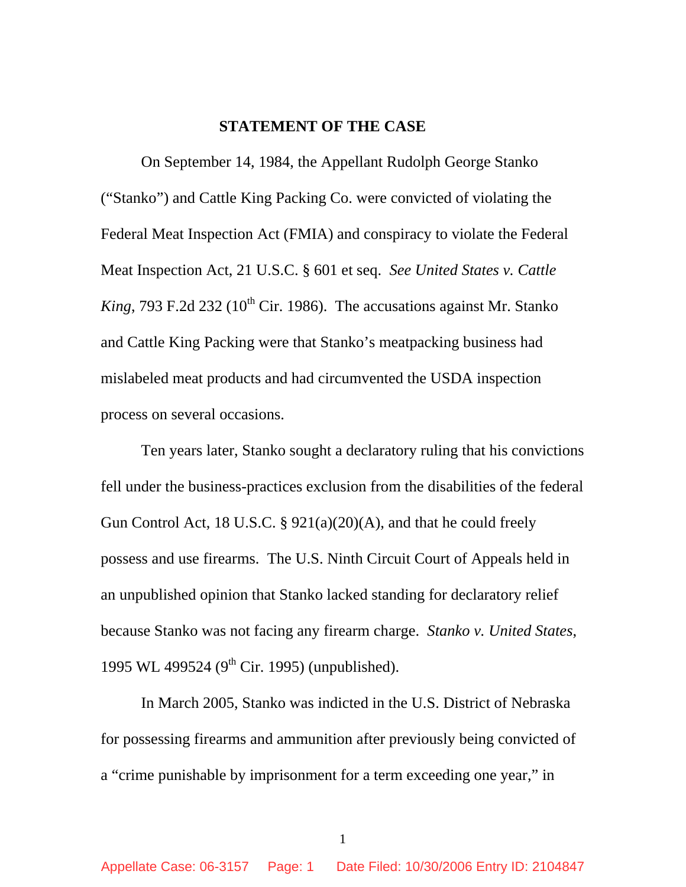## STATEMENT OF THE CASE

On September 14, 1984, the Appellant Rudolph George Stanko ("Stanko") and Cattle King Packing Co. were convicted of violating the Federal Meat Inspection Act (FMIA) and conspiracy to violate the Federal Meat Inspection Act, 21 U.S.C. § 601 et seq. *See United States v. Cattle King*, 793 F.2d 232 (10th Cir. 1986). The accusations against Mr. Stanko and Cattle King Packing were that Stanko's meatpacking business had mislabeled meat products and had circumvented the USDA inspection process on several occasions.

Ten years later, Stanko sought a declaratory ruling that his convictions fell under the business-practices exclusion from the disabilities of the federal Gun Control Act, 18 U.S.C. § 921(a)(20)(A), and that he could freely possess and use firearms. The U.S. Ninth Circuit Court of Appeals held in an unpublished opinion that Stanko lacked standing for declaratory relief because Stanko was not facing any firearm charge. *Stanko v. United States*, 1995 WL 499524 (9th Cir. 1995) (unpublished).

In March 2005, Stanko was indicted in the U.S. District of Nebraska for possessing firearms and ammunition after previously being convicted of a "crime punishable by imprisonment for a term exceeding one year," in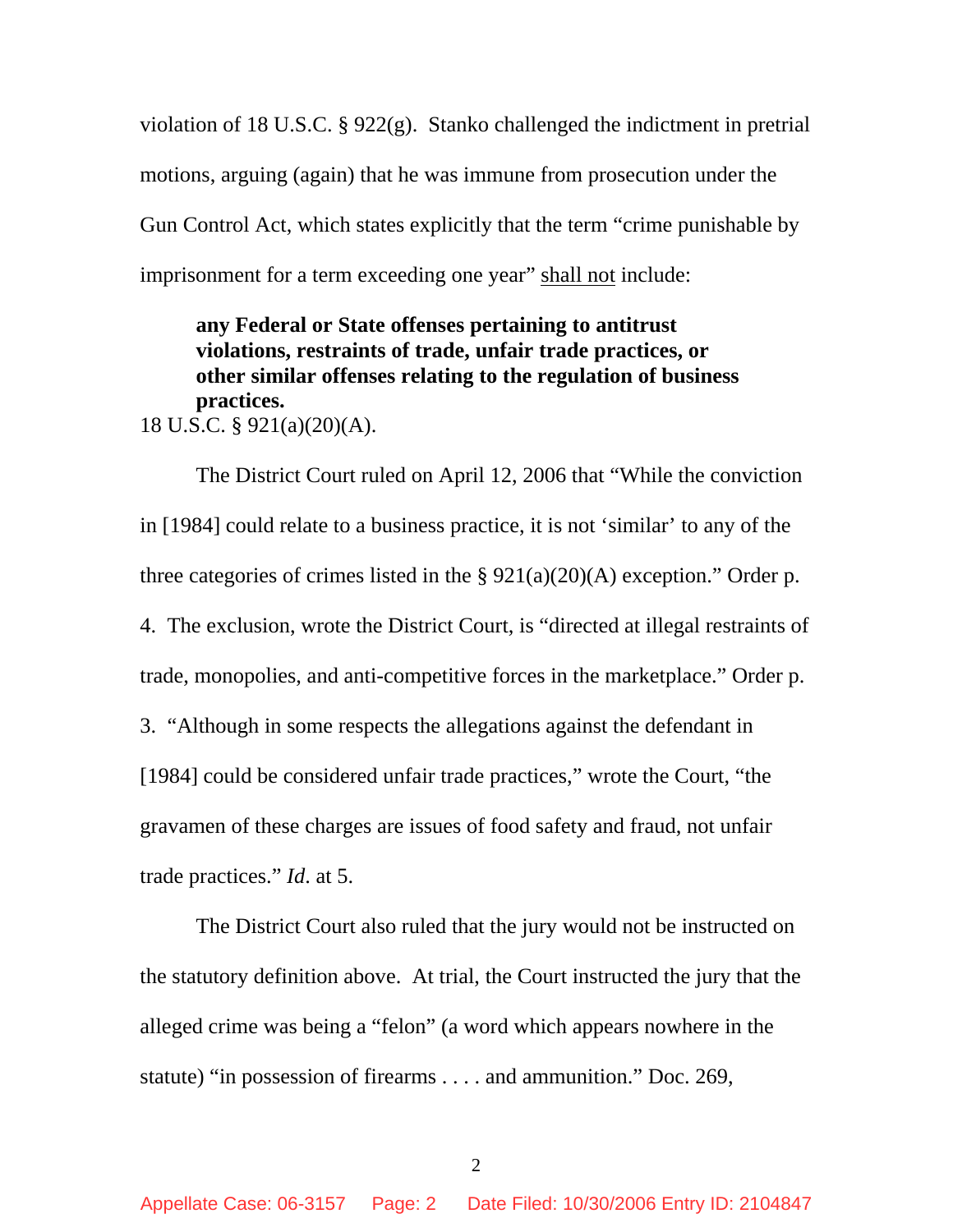violation of 18 U.S.C. § 922(g). Stanko challenged the indictment in pretrial motions, arguing (again) that he was immune from prosecution under the Gun Control Act, which states explicitly that the term "crime punishable by imprisonment for a term exceeding one year" <u>shall not</u> include:

> **any Federal or State offenses pertaining to antitrust violations, restraints of trade, unfair trade practices, or other similar offenses relating to the regulation of business practices.**

18 U.S.C. § 921(a)(20)(A).

The District Court ruled on April 12, 2006 that "While the conviction in [1984] could relate to a business practice, it is not 'similar' to any of the three categories of crimes listed in the § 921(a)(20)(A) exception." Order p. 4. The exclusion, wrote the District Court, is "directed at illegal restraints of trade, monopolies, and anti-competitive forces in the marketplace." Order p. 3. "Although in some respects the allegations against the defendant in [1984] could be considered unfair trade practices," wrote the Court, "the gravamen of these charges are issues of food safety and fraud, not unfair trade practices." *Id*. at 5.

The District Court also ruled that the jury would not be instructed on the statutory definition above. At trial, the Court instructed the jury that the alleged crime was being a "felon" (a word which appears nowhere in the statute) "in possession of firearms . . . . and ammunition." Doc. 269,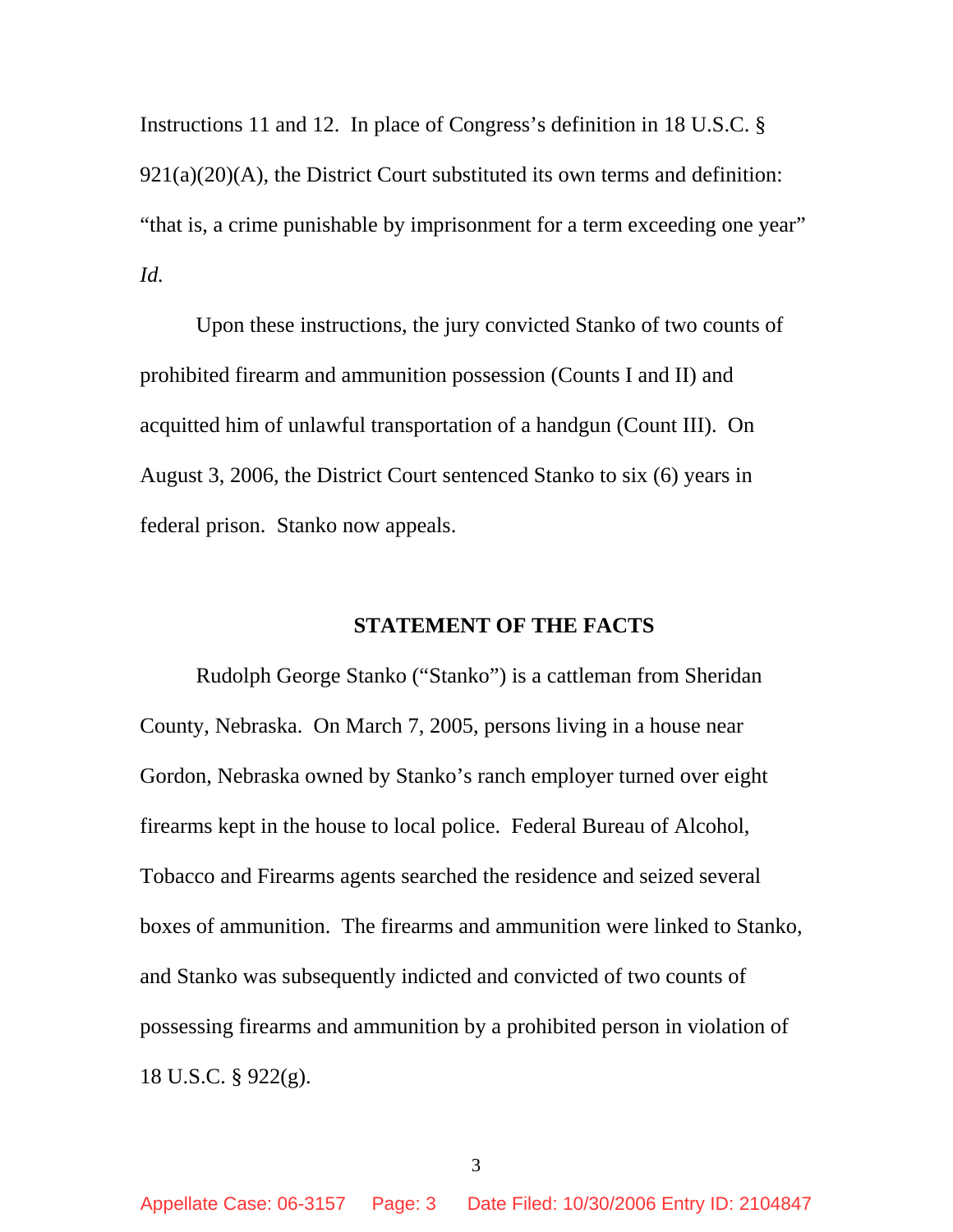Instructions 11 and 12. In place of Congress's definition in 18 U.S.C. § 921(a)(20)(A), the District Court substituted its own terms and definition: "that is, a crime punishable by imprisonment for a term exceeding one year" *Id.*

Upon these instructions, the jury convicted Stanko of two counts of prohibited firearm and ammunition possession (Counts I and II) and acquitted him of unlawful transportation of a handgun (Count III). On August 3, 2006, the District Court sentenced Stanko to six (6) years in federal prison. Stanko now appeals.

## STATEMENT OF THE FACTS

Rudolph George Stanko ("Stanko") is a cattleman from Sheridan County, Nebraska. On March 7, 2005, persons living in a house near Gordon, Nebraska owned by Stanko's ranch employer turned over eight firearms kept in the house to local police. Federal Bureau of Alcohol, Tobacco and Firearms agents searched the residence and seized several boxes of ammunition. The firearms and ammunition were linked to Stanko, and Stanko was subsequently indicted and convicted of two counts of possessing firearms and ammunition by a prohibited person in violation of 18 U.S.C. § 922(g).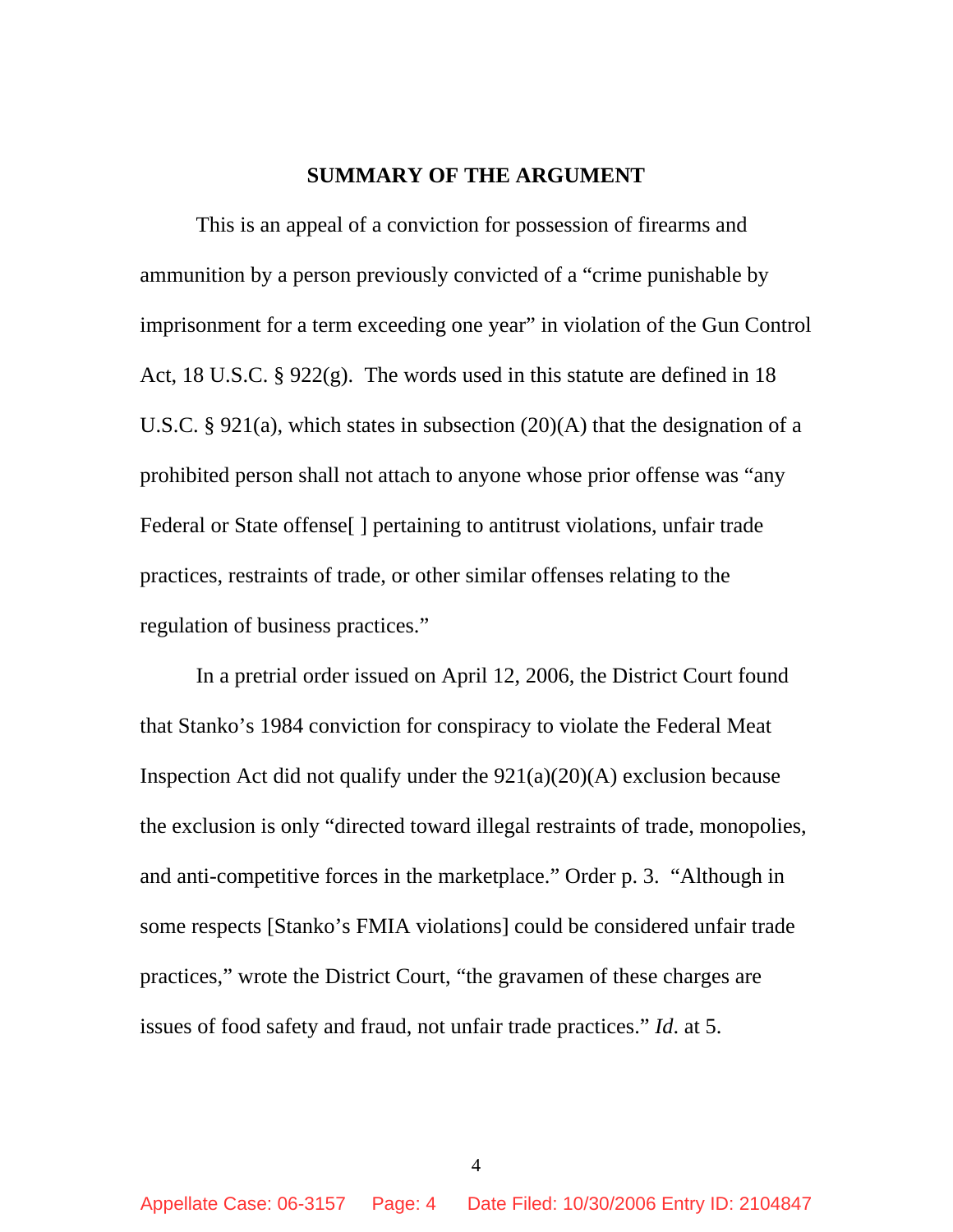## SUMMARY OF THE ARGUMENT

This is an appeal of a conviction for possession of firearms and ammunition by a person previously convicted of a "crime punishable by imprisonment for a term exceeding one year" in violation of the Gun Control Act, 18 U.S.C. § 922(g). The words used in this statute are defined in 18 U.S.C. § 921(a), which states in subsection (20)(A) that the designation of a prohibited person shall not attach to anyone whose prior offense was "any Federal or State offense[ ] pertaining to antitrust violations, unfair trade practices, restraints of trade, or other similar offenses relating to the regulation of business practices."

In a pretrial order issued on April 12, 2006, the District Court found that Stanko's 1984 conviction for conspiracy to violate the Federal Meat Inspection Act did not qualify under the 921(a)(20)(A) exclusion because the exclusion is only "directed toward illegal restraints of trade, monopolies, and anti-competitive forces in the marketplace." Order p. 3. "Although in some respects [Stanko's FMIA violations] could be considered unfair trade practices," wrote the District Court, "the gravamen of these charges are issues of food safety and fraud, not unfair trade practices." *Id*. at 5.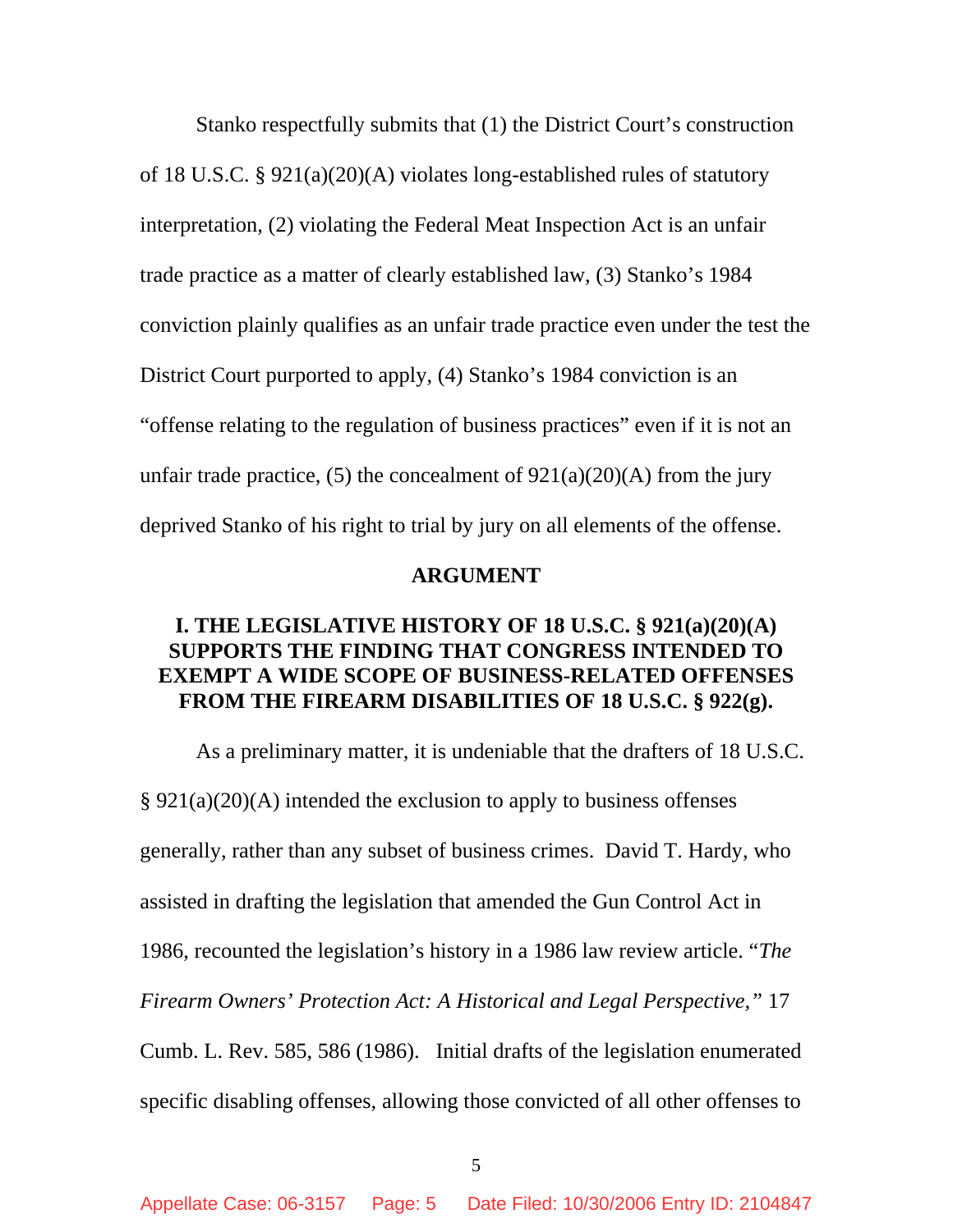Stanko respectfully submits that (1) the District Court's construction of 18 U.S.C. § 921(a)(20)(A) violates long-established rules of statutory interpretation, (2) violating the Federal Meat Inspection Act is an unfair trade practice as a matter of clearly established law, (3) Stanko's 1984 conviction plainly qualifies as an unfair trade practice even under the test the District Court purported to apply, (4) Stanko's 1984 conviction is an "offense relating to the regulation of business practices" even if it is not an unfair trade practice, (5) the concealment of 921(a)(20)(A) from the jury deprived Stanko of his right to trial by jury on all elements of the offense.

## ARGUMENT

### I. THE LEGISLATIVE HISTORY OF 18 U.S.C. § 921(a)(20)(A) SUPPORTS THE FINDING THAT CONGRESS INTENDED TO EXEMPT A WIDE SCOPE OF BUSINESS-RELATED OFFENSES FROM THE FIREARM DISABILITIES OF 18 U.S.C. § 922(g).

As a preliminary matter, it is undeniable that the drafters of 18 U.S.C. § 921(a)(20)(A) intended the exclusion to apply to business offenses generally, rather than any subset of business crimes. David T. Hardy, who assisted in drafting the legislation that amended the Gun Control Act in 1986, recounted the legislation's history in a 1986 law review article. "*The Firearm Owners' Protection Act: A Historical and Legal Perspective,*" 17 Cumb. L. Rev. 585, 586 (1986). Initial drafts of the legislation enumerated specific disabling offenses, allowing those convicted of all other offenses to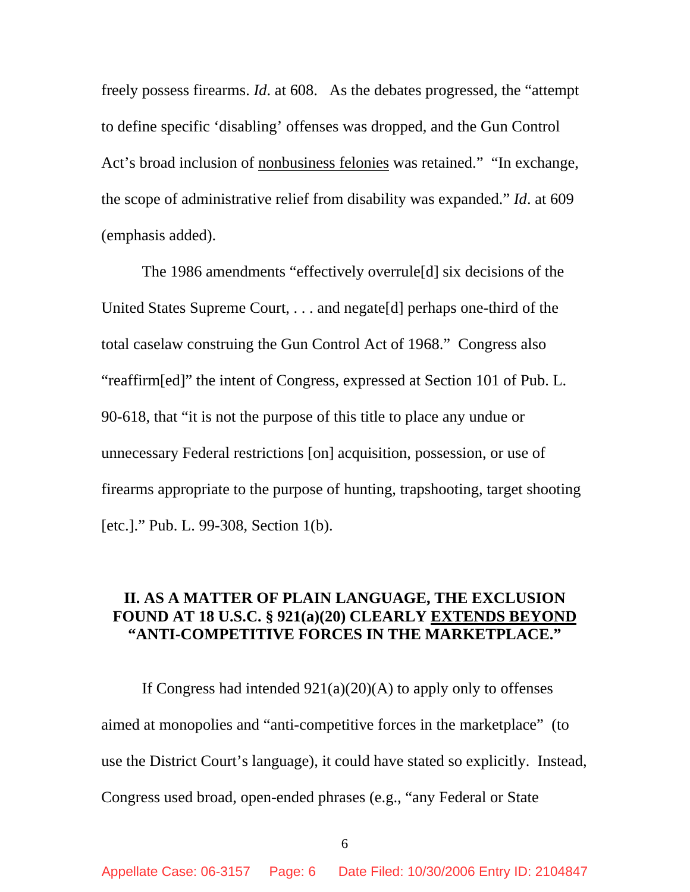freely possess firearms. *Id*. at 608. As the debates progressed, the "attempt to define specific 'disabling' offenses was dropped, and the Gun Control Act's broad inclusion of <u>nonbusiness felonies</u> was retained." "In exchange, the scope of administrative relief from disability was expanded." *Id*. at 609 (emphasis added).

The 1986 amendments "effectively overrule[d] six decisions of the United States Supreme Court, . . . and negate[d] perhaps one-third of the total caselaw construing the Gun Control Act of 1968." Congress also "reaffirm[ed]" the intent of Congress, expressed at Section 101 of Pub. L. 90-618, that "it is not the purpose of this title to place any undue or unnecessary Federal restrictions [on] acquisition, possession, or use of firearms appropriate to the purpose of hunting, trapshooting, target shooting [etc.]." Pub. L. 99-308, Section 1(b).

## II. AS A MATTER OF PLAIN LANGUAGE, THE EXCLUSION FOUND AT 18 U.S.C. § 921(a)(20) CLEARLY <u>EXTENDS BEYOND</u> "ANTI-COMPETITIVE FORCES IN THE MARKETPLACE."

If Congress had intended 921(a)(20)(A) to apply only to offenses aimed at monopolies and "anti-competitive forces in the marketplace" (to use the District Court's language), it could have stated so explicitly. Instead, Congress used broad, open-ended phrases (e.g., "any Federal or State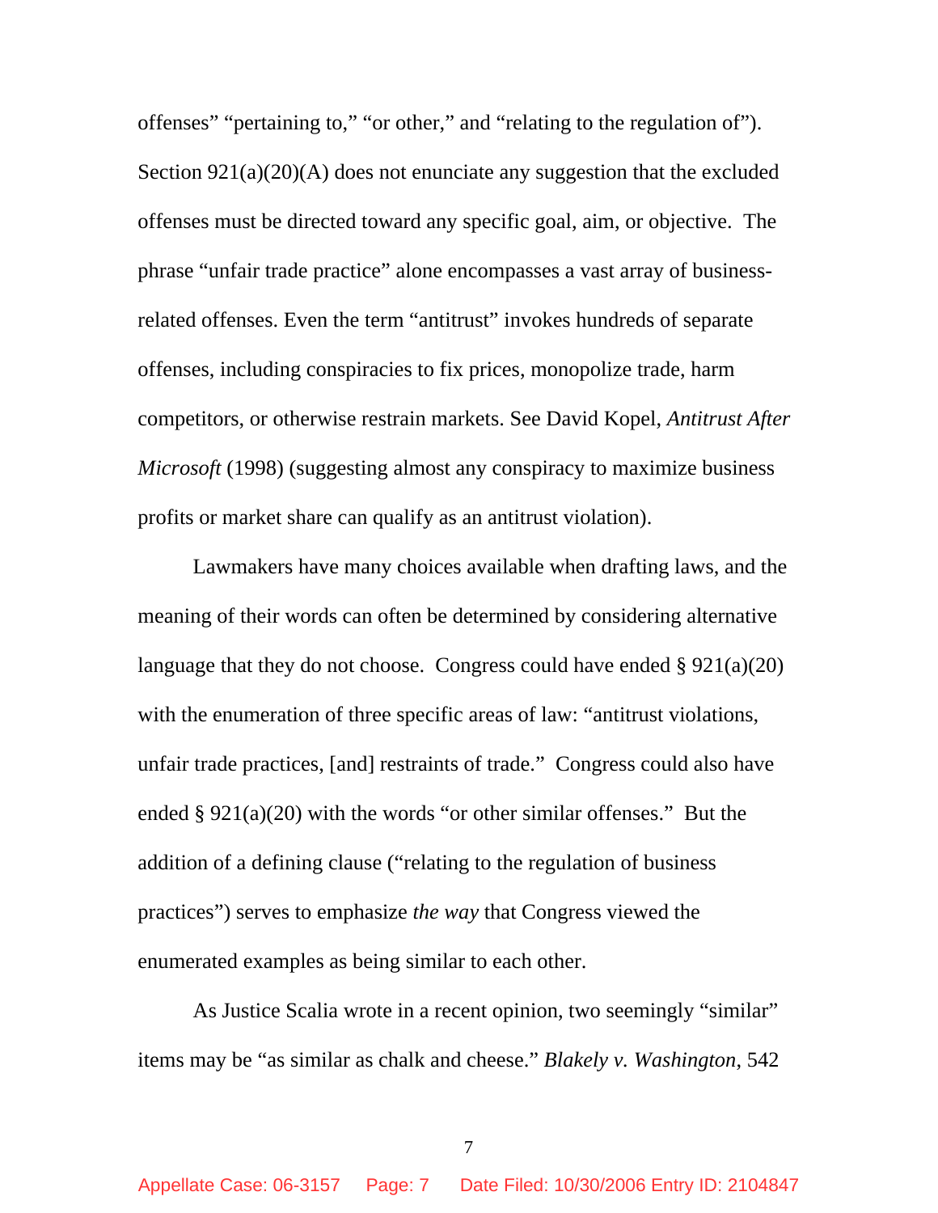offenses" "pertaining to," "or other," and "relating to the regulation of"). Section 921(a)(20)(A) does not enunciate any suggestion that the excluded offenses must be directed toward any specific goal, aim, or objective. The phrase "unfair trade practice" alone encompasses a vast array of business-related offenses. Even the term "antitrust" invokes hundreds of separate offenses, including conspiracies to fix prices, monopolize trade, harm competitors, or otherwise restrain markets. See David Kopel, *Antitrust After Microsoft* (1998) (suggesting almost any conspiracy to maximize business profits or market share can qualify as an antitrust violation).

Lawmakers have many choices available when drafting laws, and the meaning of their words can often be determined by considering alternative language that they do not choose. Congress could have ended § 921(a)(20) with the enumeration of three specific areas of law: "antitrust violations, unfair trade practices, [and] restraints of trade." Congress could also have ended § 921(a)(20) with the words "or other similar offenses." But the addition of a defining clause ("relating to the regulation of business practices") serves to emphasize *the way* that Congress viewed the enumerated examples as being similar to each other.

As Justice Scalia wrote in a recent opinion, two seemingly "similar" items may be "as similar as chalk and cheese." *Blakely v. Washington*, 542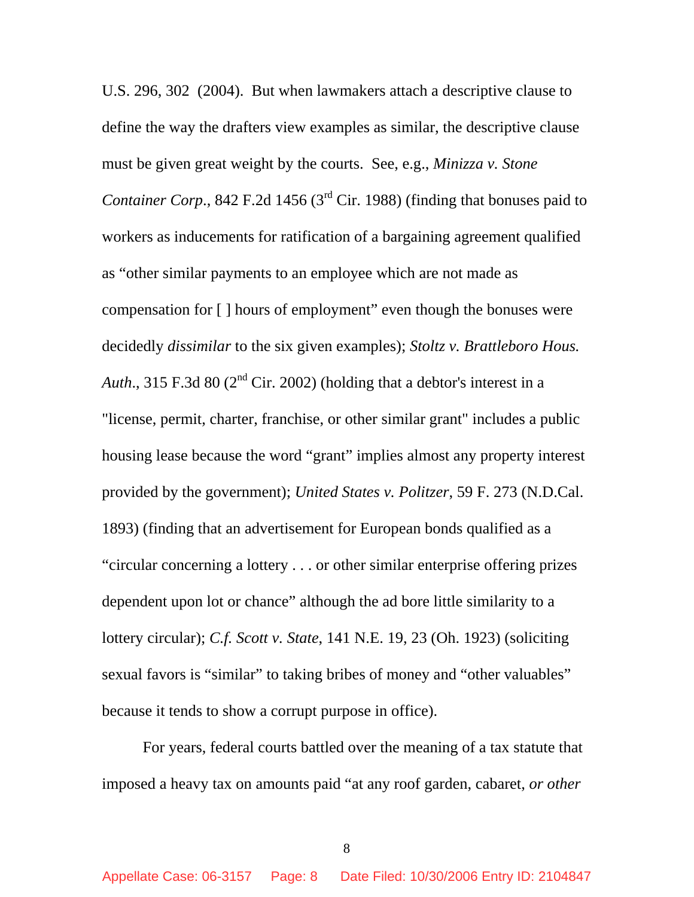U.S. 296, 302 (2004). But when lawmakers attach a descriptive clause to define the way the drafters view examples as similar, the descriptive clause must be given great weight by the courts. See, e.g., *Minizza v. Stone Container Corp*., 842 F.2d 1456 (3rd Cir. 1988) (finding that bonuses paid to workers as inducements for ratification of a bargaining agreement qualified as "other similar payments to an employee which are not made as compensation for [ ] hours of employment" even though the bonuses were decidedly *dissimilar* to the six given examples); *Stoltz v. Brattleboro Hous. Auth*., 315 F.3d 80 (2nd Cir. 2002) (holding that a debtor's interest in a "license, permit, charter, franchise, or other similar grant" includes a public housing lease because the word "grant" implies almost any property interest provided by the government); *United States v. Politzer,* 59 F. 273 (N.D.Cal. 1893) (finding that an advertisement for European bonds qualified as a "circular concerning a lottery . . . or other similar enterprise offering prizes dependent upon lot or chance" although the ad bore little similarity to a lottery circular); *C.f. Scott v. State*, 141 N.E. 19, 23 (Oh. 1923) (soliciting sexual favors is "similar" to taking bribes of money and "other valuables" because it tends to show a corrupt purpose in office).

For years, federal courts battled over the meaning of a tax statute that imposed a heavy tax on amounts paid "at any roof garden, cabaret, *or other*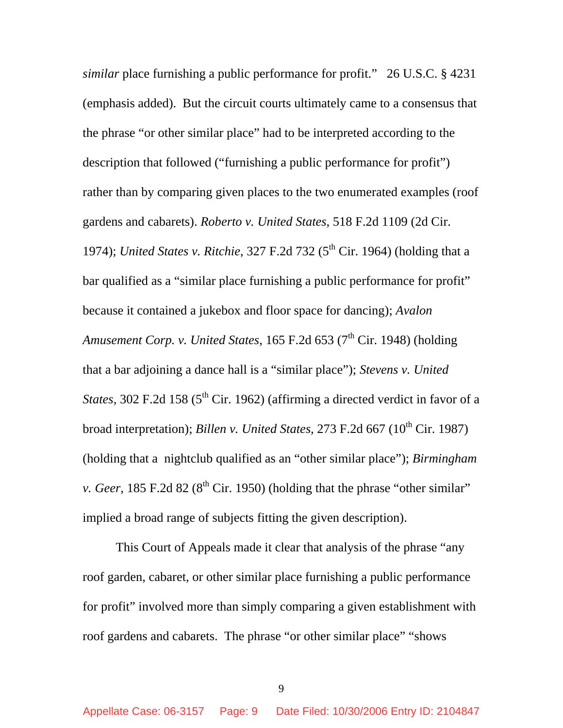*similar* place furnishing a public performance for profit." 26 U.S.C. § 4231 (emphasis added). But the circuit courts ultimately came to a consensus that the phrase "or other similar place" had to be interpreted according to the description that followed ("furnishing a public performance for profit") rather than by comparing given places to the two enumerated examples (roof gardens and cabarets). *Roberto v. United States*, 518 F.2d 1109 (2d Cir. 1974); *United States v. Ritchie*, 327 F.2d 732 (5th Cir. 1964) (holding that a bar qualified as a "similar place furnishing a public performance for profit" because it contained a jukebox and floor space for dancing); *Avalon Amusement Corp. v. United States*, 165 F.2d 653 (7th Cir. 1948) (holding that a bar adjoining a dance hall is a "similar place"); *Stevens v. United States*, 302 F.2d 158 (5th Cir. 1962) (affirming a directed verdict in favor of a broad interpretation); *Billen v. United States*, 273 F.2d 667 (10th Cir. 1987) (holding that a nightclub qualified as an "other similar place"); *Birmingham v. Geer*, 185 F.2d 82 (8th Cir. 1950) (holding that the phrase "other similar" implied a broad range of subjects fitting the given description).

This Court of Appeals made it clear that analysis of the phrase "any roof garden, cabaret, or other similar place furnishing a public performance for profit" involved more than simply comparing a given establishment with roof gardens and cabarets. The phrase "or other similar place" "shows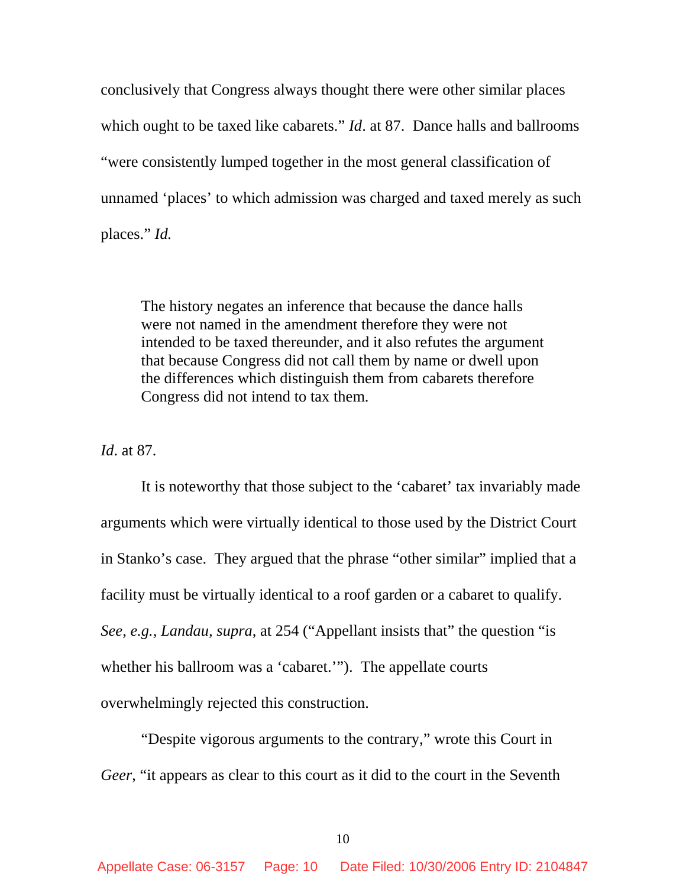conclusively that Congress always thought there were other similar places which ought to be taxed like cabarets." *Id*. at 87. Dance halls and ballrooms "were consistently lumped together in the most general classification of unnamed 'places' to which admission was charged and taxed merely as such places." *Id.*

> The history negates an inference that because the dance halls were not named in the amendment therefore they were not intended to be taxed thereunder, and it also refutes the argument that because Congress did not call them by name or dwell upon the differences which distinguish them from cabarets therefore Congress did not intend to tax them.

*Id*. at 87.

It is noteworthy that those subject to the 'cabaret' tax invariably made arguments which were virtually identical to those used by the District Court in Stanko's case. They argued that the phrase "other similar" implied that a facility must be virtually identical to a roof garden or a cabaret to qualify. *See, e.g., Landau, supra*, at 254 ("Appellant insists that" the question "is whether his ballroom was a 'cabaret.'"). The appellate courts overwhelmingly rejected this construction.

"Despite vigorous arguments to the contrary," wrote this Court in *Geer*, "it appears as clear to this court as it did to the court in the Seventh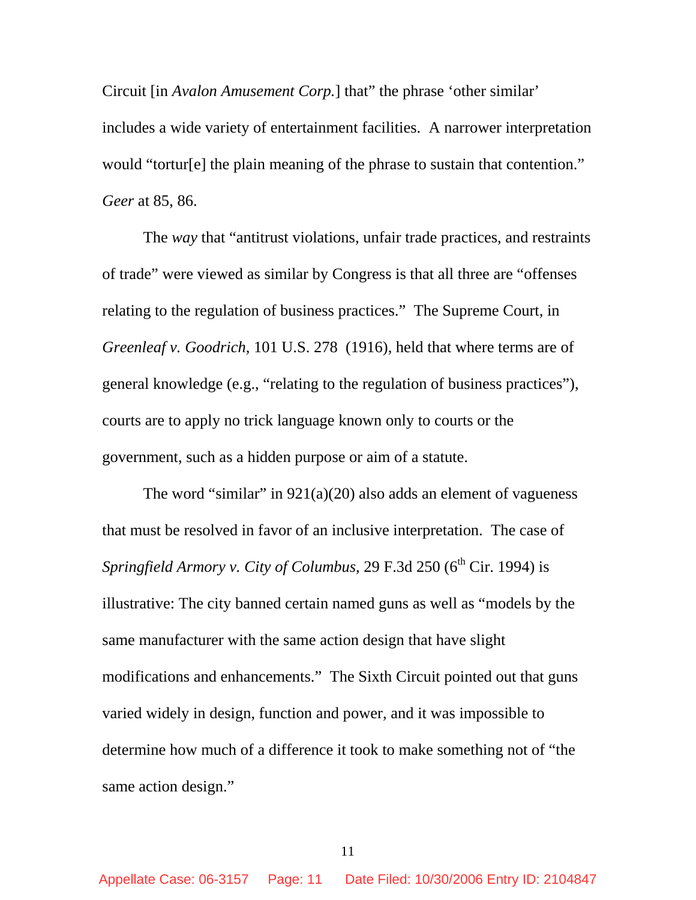Circuit [in *Avalon Amusement Corp.*] that" the phrase 'other similar' includes a wide variety of entertainment facilities. A narrower interpretation would "tortur[e] the plain meaning of the phrase to sustain that contention." *Geer* at 85, 86.

The *way* that "antitrust violations, unfair trade practices, and restraints of trade" were viewed as similar by Congress is that all three are "offenses relating to the regulation of business practices." The Supreme Court, in *Greenleaf v. Goodrich*, 101 U.S. 278 (1916), held that where terms are of general knowledge (e.g., "relating to the regulation of business practices"), courts are to apply no trick language known only to courts or the government, such as a hidden purpose or aim of a statute.

The word "similar" in 921(a)(20) also adds an element of vagueness that must be resolved in favor of an inclusive interpretation. The case of *Springfield Armory v. City of Columbus*, 29 F.3d 250 (6th Cir. 1994) is illustrative: The city banned certain named guns as well as "models by the same manufacturer with the same action design that have slight modifications and enhancements." The Sixth Circuit pointed out that guns varied widely in design, function and power, and it was impossible to determine how much of a difference it took to make something not of "the same action design."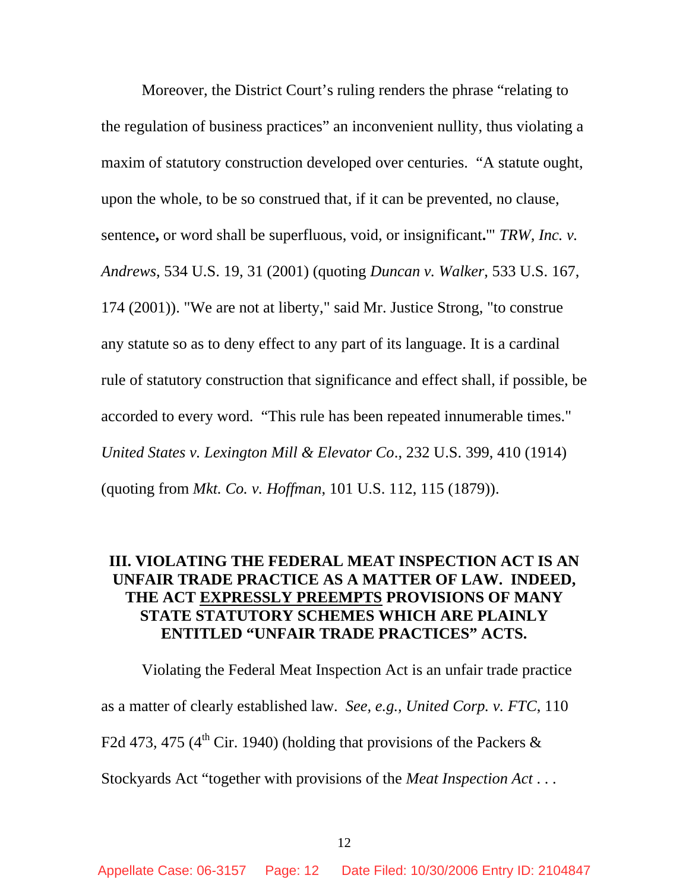Moreover, the District Court's ruling renders the phrase "relating to the regulation of business practices" an inconvenient nullity, thus violating a maxim of statutory construction developed over centuries. "A statute ought, upon the whole, to be so construed that, if it can be prevented, no clause, sentence**,** or word shall be superfluous, void, or insignificant**.**'" *TRW, Inc. v. Andrews*, 534 U.S. 19, 31 (2001) (quoting *Duncan v. Walker*, 533 U.S. 167, 174 (2001)). "We are not at liberty," said Mr. Justice Strong, "to construe any statute so as to deny effect to any part of its language. It is a cardinal rule of statutory construction that significance and effect shall, if possible, be accorded to every word. "This rule has been repeated innumerable times." *United States v. Lexington Mill & Elevator Co*., 232 U.S. 399, 410 (1914) (quoting from *Mkt. Co. v. Hoffman*, 101 U.S. 112, 115 (1879)).

## III. VIOLATING THE FEDERAL MEAT INSPECTION ACT IS AN UNFAIR TRADE PRACTICE AS A MATTER OF LAW. INDEED, THE ACT <u>EXPRESSLY PREEMPTS</u> PROVISIONS OF MANY STATE STATUTORY SCHEMES WHICH ARE PLAINLY ENTITLED "UNFAIR TRADE PRACTICES" ACTS.

Violating the Federal Meat Inspection Act is an unfair trade practice as a matter of clearly established law. *See, e.g., United Corp. v. FTC*, 110 F2d 473, 475 (4th Cir. 1940) (holding that provisions of the Packers & Stockyards Act "together with provisions of the *Meat Inspection Act* . . .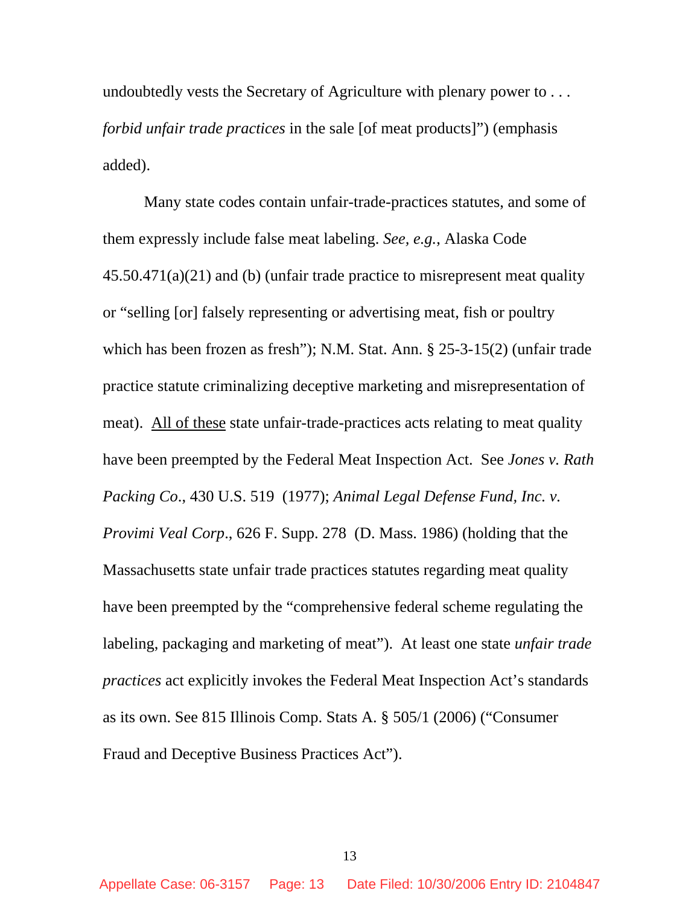undoubtedly vests the Secretary of Agriculture with plenary power to . . . *forbid unfair trade practices* in the sale [of meat products]") (emphasis added).

Many state codes contain unfair-trade-practices statutes, and some of them expressly include false meat labeling. *See*, *e.g.*, Alaska Code 45.50.471(a)(21) and (b) (unfair trade practice to misrepresent meat quality or "selling [or] falsely representing or advertising meat, fish or poultry which has been frozen as fresh"); N.M. Stat. Ann. § 25-3-15(2) (unfair trade practice statute criminalizing deceptive marketing and misrepresentation of meat). <u>All of these</u> state unfair-trade-practices acts relating to meat quality have been preempted by the Federal Meat Inspection Act. See *Jones v. Rath Packing Co.*, 430 U.S. 519 (1977); *Animal Legal Defense Fund, Inc. v. Provimi Veal Corp.*, 626 F. Supp. 278 (D. Mass. 1986) (holding that the Massachusetts state unfair trade practices statutes regarding meat quality have been preempted by the "comprehensive federal scheme regulating the labeling, packaging and marketing of meat"). At least one state *unfair trade practices* act explicitly invokes the Federal Meat Inspection Act's standards as its own. See 815 Illinois Comp. Stats A. § 505/1 (2006) ("Consumer Fraud and Deceptive Business Practices Act").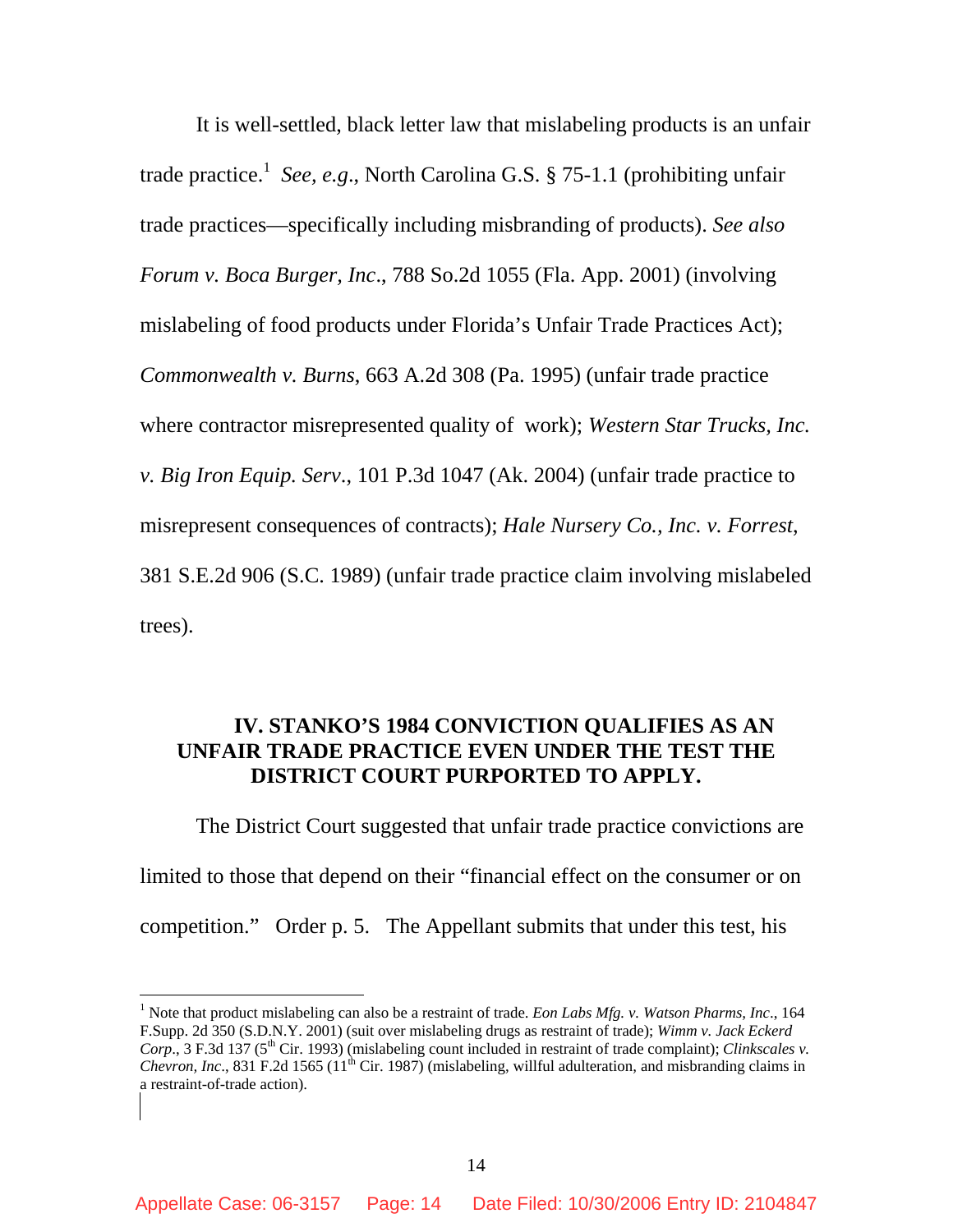It is well-settled, black letter law that mislabeling products is an unfair trade practice.[1] *See, e.g.*, North Carolina G.S. § 75-1.1 (prohibiting unfair trade practices—specifically including misbranding of products). *See also Forum v. Boca Burger, Inc*., 788 So.2d 1055 (Fla. App. 2001) (involving mislabeling of food products under Florida's Unfair Trade Practices Act); *Commonwealth v. Burns*, 663 A.2d 308 (Pa. 1995) (unfair trade practice where contractor misrepresented quality of work); *Western Star Trucks, Inc. v. Big Iron Equip. Serv*., 101 P.3d 1047 (Ak. 2004) (unfair trade practice to misrepresent consequences of contracts); *Hale Nursery Co., Inc. v. Forrest*, 381 S.E.2d 906 (S.C. 1989) (unfair trade practice claim involving mislabeled trees).

## IV. STANKO'S 1984 CONVICTION QUALIFIES AS AN UNFAIR TRADE PRACTICE EVEN UNDER THE TEST THE DISTRICT COURT PURPORTED TO APPLY.

The District Court suggested that unfair trade practice convictions are limited to those that depend on their "financial effect on the consumer or on competition." Order p. 5. The Appellant submits that under this test, his

[1] Note that product mislabeling can also be a restraint of trade. *Eon Labs Mfg. v. Watson Pharms, Inc*., 164 F.Supp. 2d 350 (S.D.N.Y. 2001) (suit over mislabeling drugs as restraint of trade); *Wimm v. Jack Eckerd Corp*., 3 F.3d 137 (5th Cir. 1993) (mislabeling count included in restraint of trade complaint); *Clinkscales v. Chevron, Inc*., 831 F.2d 1565 (11th Cir. 1987) (mislabeling, willful adulteration, and misbranding claims in a restraint-of-trade action).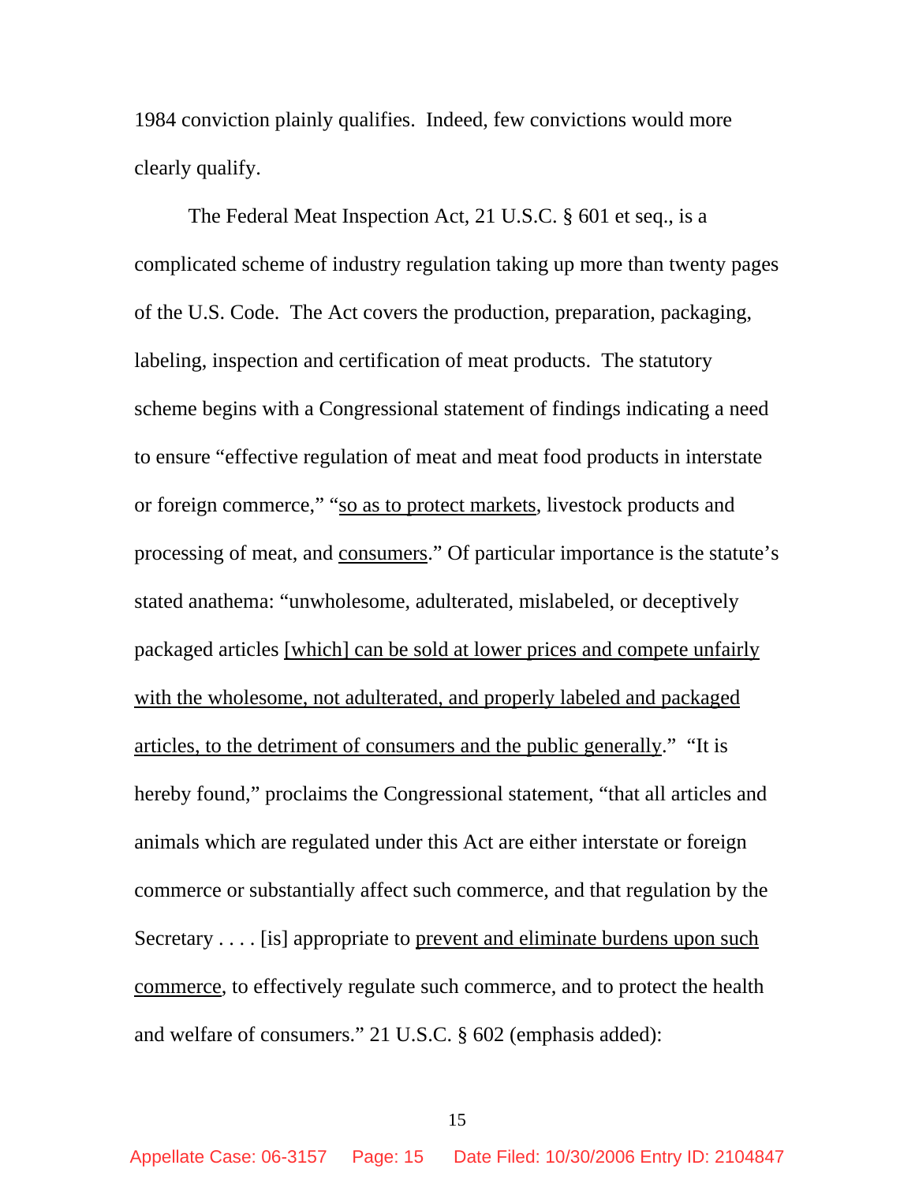1984 conviction plainly qualifies. Indeed, few convictions would more clearly qualify.

The Federal Meat Inspection Act, 21 U.S.C. § 601 et seq., is a complicated scheme of industry regulation taking up more than twenty pages of the U.S. Code. The Act covers the production, preparation, packaging, labeling, inspection and certification of meat products. The statutory scheme begins with a Congressional statement of findings indicating a need to ensure "effective regulation of meat and meat food products in interstate or foreign commerce," "<u>so as to protect markets</u>, livestock products and processing of meat, and <u>consumers</u>." Of particular importance is the statute's stated anathema: "unwholesome, adulterated, mislabeled, or deceptively packaged articles <u>[which] can be sold at lower prices and compete unfairly with the wholesome, not adulterated, and properly labeled and packaged articles, to the detriment of consumers and the public generally</u>." "It is hereby found," proclaims the Congressional statement, "that all articles and animals which are regulated under this Act are either interstate or foreign commerce or substantially affect such commerce, and that regulation by the Secretary . . . . [is] appropriate to <u>prevent and eliminate burdens upon such commerce</u>, to effectively regulate such commerce, and to protect the health and welfare of consumers." 21 U.S.C. § 602 (emphasis added):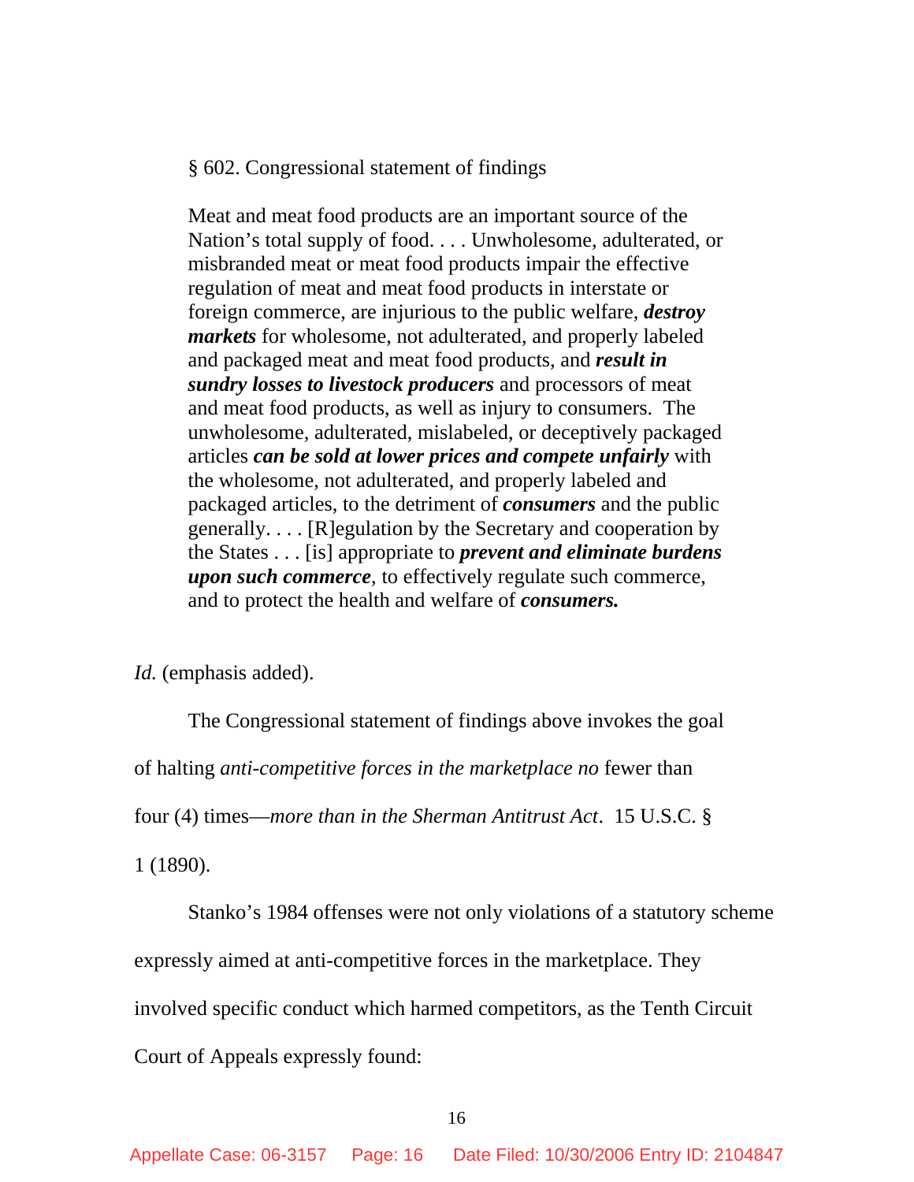> § 602. Congressional statement of findings
>
> Meat and meat food products are an important source of the Nation's total supply of food. . . . Unwholesome, adulterated, or misbranded meat or meat food products impair the effective regulation of meat and meat food products in interstate or foreign commerce, are injurious to the public welfare, ***destroy markets*** for wholesome, not adulterated, and properly labeled and packaged meat and meat food products, and ***result in sundry losses to livestock producers*** and processors of meat and meat food products, as well as injury to consumers. The unwholesome, adulterated, mislabeled, or deceptively packaged articles ***can be sold at lower prices and compete unfairly*** with the wholesome, not adulterated, and properly labeled and packaged articles, to the detriment of ***consumers*** and the public generally. . . . [R]egulation by the Secretary and cooperation by the States . . . [is] appropriate to ***prevent and eliminate burdens upon such commerce***, to effectively regulate such commerce, and to protect the health and welfare of ***consumers.***

*Id.* (emphasis added).

The Congressional statement of findings above invokes the goal of halting *anti-competitive forces in the marketplace no* fewer than four (4) times—*more than in the Sherman Antitrust Act*. 15 U.S.C. § 1 (1890).

Stanko's 1984 offenses were not only violations of a statutory scheme expressly aimed at anti-competitive forces in the marketplace. They involved specific conduct which harmed competitors, as the Tenth Circuit Court of Appeals expressly found: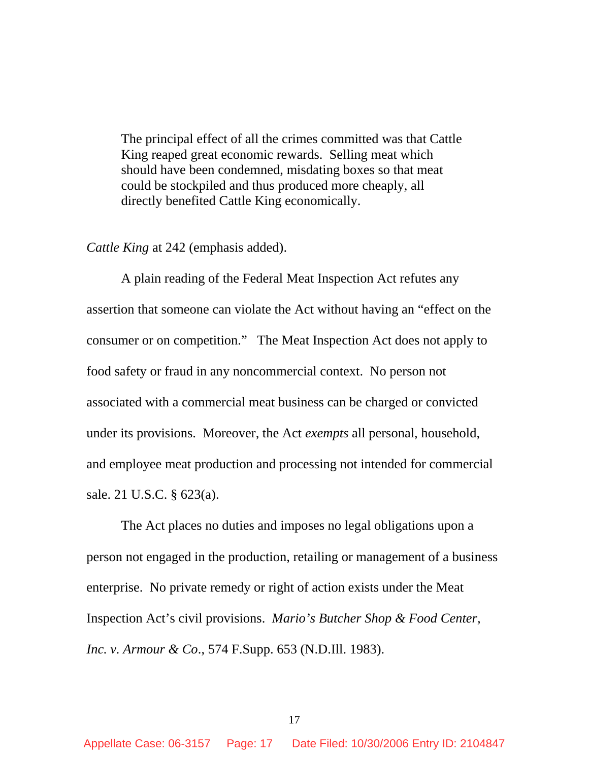> The principal effect of all the crimes committed was that Cattle King reaped great economic rewards. Selling meat which should have been condemned, misdating boxes so that meat could be stockpiled and thus produced more cheaply, all directly benefited Cattle King economically.

*Cattle King* at 242 (emphasis added).

A plain reading of the Federal Meat Inspection Act refutes any assertion that someone can violate the Act without having an "effect on the consumer or on competition." The Meat Inspection Act does not apply to food safety or fraud in any noncommercial context. No person not associated with a commercial meat business can be charged or convicted under its provisions. Moreover, the Act *exempts* all personal, household, and employee meat production and processing not intended for commercial sale. 21 U.S.C. § 623(a).

The Act places no duties and imposes no legal obligations upon a person not engaged in the production, retailing or management of a business enterprise. No private remedy or right of action exists under the Meat Inspection Act's civil provisions. *Mario's Butcher Shop & Food Center, Inc. v. Armour & Co*., 574 F.Supp. 653 (N.D.Ill. 1983).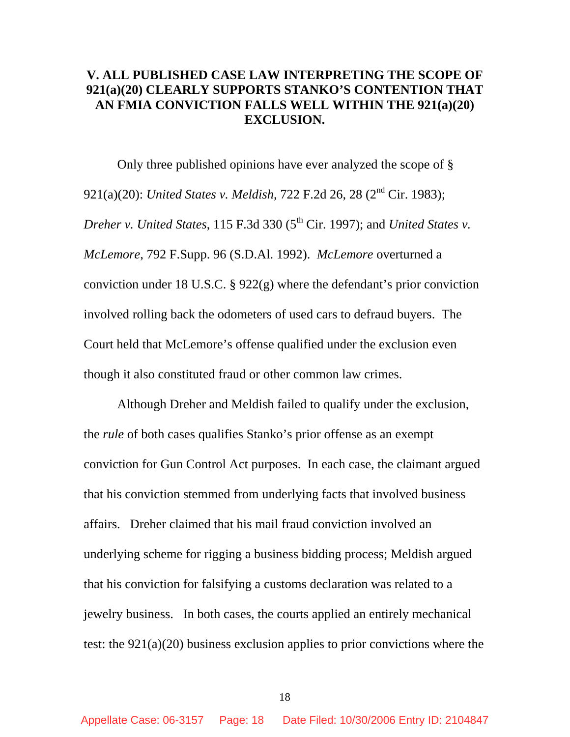## V. ALL PUBLISHED CASE LAW INTERPRETING THE SCOPE OF 921(a)(20) CLEARLY SUPPORTS STANKO'S CONTENTION THAT AN FMIA CONVICTION FALLS WELL WITHIN THE 921(a)(20) EXCLUSION.

Only three published opinions have ever analyzed the scope of § 921(a)(20): *United States v. Meldish*, 722 F.2d 26, 28 (2nd Cir. 1983); *Dreher v. United States*, 115 F.3d 330 (5th Cir. 1997); and *United States v. McLemore*, 792 F.Supp. 96 (S.D.Al. 1992). *McLemore* overturned a conviction under 18 U.S.C. § 922(g) where the defendant's prior conviction involved rolling back the odometers of used cars to defraud buyers. The Court held that McLemore's offense qualified under the exclusion even though it also constituted fraud or other common law crimes.

Although Dreher and Meldish failed to qualify under the exclusion, the *rule* of both cases qualifies Stanko's prior offense as an exempt conviction for Gun Control Act purposes. In each case, the claimant argued that his conviction stemmed from underlying facts that involved business affairs. Dreher claimed that his mail fraud conviction involved an underlying scheme for rigging a business bidding process; Meldish argued that his conviction for falsifying a customs declaration was related to a jewelry business. In both cases, the courts applied an entirely mechanical test: the 921(a)(20) business exclusion applies to prior convictions where the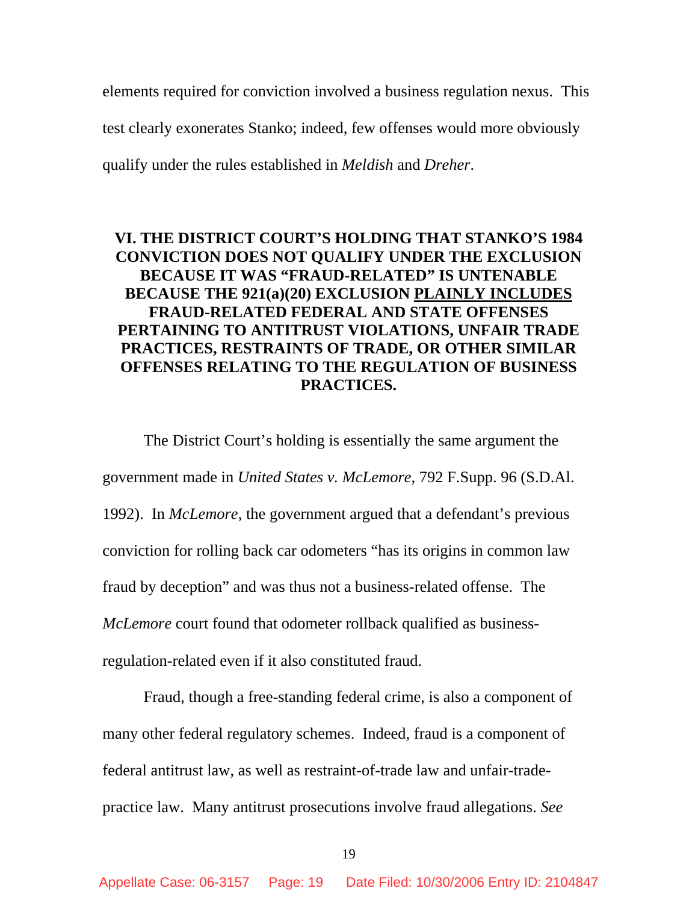elements required for conviction involved a business regulation nexus. This test clearly exonerates Stanko; indeed, few offenses would more obviously qualify under the rules established in *Meldish* and *Dreher*.

## VI. THE DISTRICT COURT'S HOLDING THAT STANKO'S 1984 CONVICTION DOES NOT QUALIFY UNDER THE EXCLUSION BECAUSE IT WAS "FRAUD-RELATED" IS UNTENABLE BECAUSE THE 921(a)(20) EXCLUSION <u>PLAINLY INCLUDES</u> FRAUD-RELATED FEDERAL AND STATE OFFENSES PERTAINING TO ANTITRUST VIOLATIONS, UNFAIR TRADE PRACTICES, RESTRAINTS OF TRADE, OR OTHER SIMILAR OFFENSES RELATING TO THE REGULATION OF BUSINESS PRACTICES.

The District Court's holding is essentially the same argument the government made in *United States v. McLemore*, 792 F.Supp. 96 (S.D.Al. 1992). In *McLemore*, the government argued that a defendant's previous conviction for rolling back car odometers "has its origins in common law fraud by deception" and was thus not a business-related offense. The *McLemore* court found that odometer rollback qualified as business-regulation-related even if it also constituted fraud.

Fraud, though a free-standing federal crime, is also a component of many other federal regulatory schemes. Indeed, fraud is a component of federal antitrust law, as well as restraint-of-trade law and unfair-trade-practice law. Many antitrust prosecutions involve fraud allegations. *See*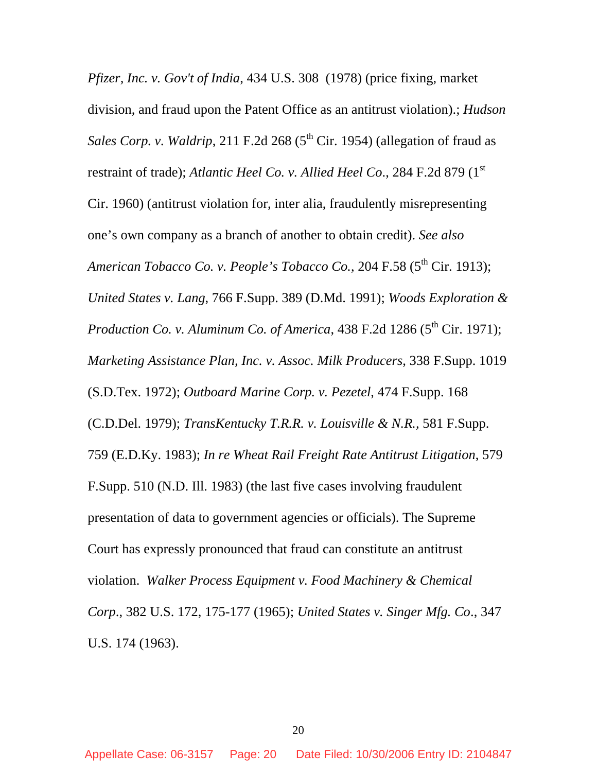*Pfizer, Inc. v. Gov't of India*, 434 U.S. 308 (1978) (price fixing, market division, and fraud upon the Patent Office as an antitrust violation).; *Hudson Sales Corp. v. Waldrip*, 211 F.2d 268 (5th Cir. 1954) (allegation of fraud as restraint of trade); *Atlantic Heel Co. v. Allied Heel Co.*, 284 F.2d 879 (1st Cir. 1960) (antitrust violation for, inter alia, fraudulently misrepresenting one's own company as a branch of another to obtain credit). *See also American Tobacco Co. v. People's Tobacco Co.*, 204 F.58 (5th Cir. 1913); *United States v. Lang*, 766 F.Supp. 389 (D.Md. 1991); *Woods Exploration & Production Co. v. Aluminum Co. of America*, 438 F.2d 1286 (5th Cir. 1971); *Marketing Assistance Plan, Inc. v. Assoc. Milk Producers*, 338 F.Supp. 1019 (S.D.Tex. 1972); *Outboard Marine Corp. v. Pezetel*, 474 F.Supp. 168 (C.D.Del. 1979); *TransKentucky T.R.R. v. Louisville & N.R.*, 581 F.Supp. 759 (E.D.Ky. 1983); *In re Wheat Rail Freight Rate Antitrust Litigation*, 579 F.Supp. 510 (N.D. Ill. 1983) (the last five cases involving fraudulent presentation of data to government agencies or officials). The Supreme Court has expressly pronounced that fraud can constitute an antitrust violation. *Walker Process Equipment v. Food Machinery & Chemical Corp.*, 382 U.S. 172, 175-177 (1965); *United States v. Singer Mfg. Co.*, 347 U.S. 174 (1963).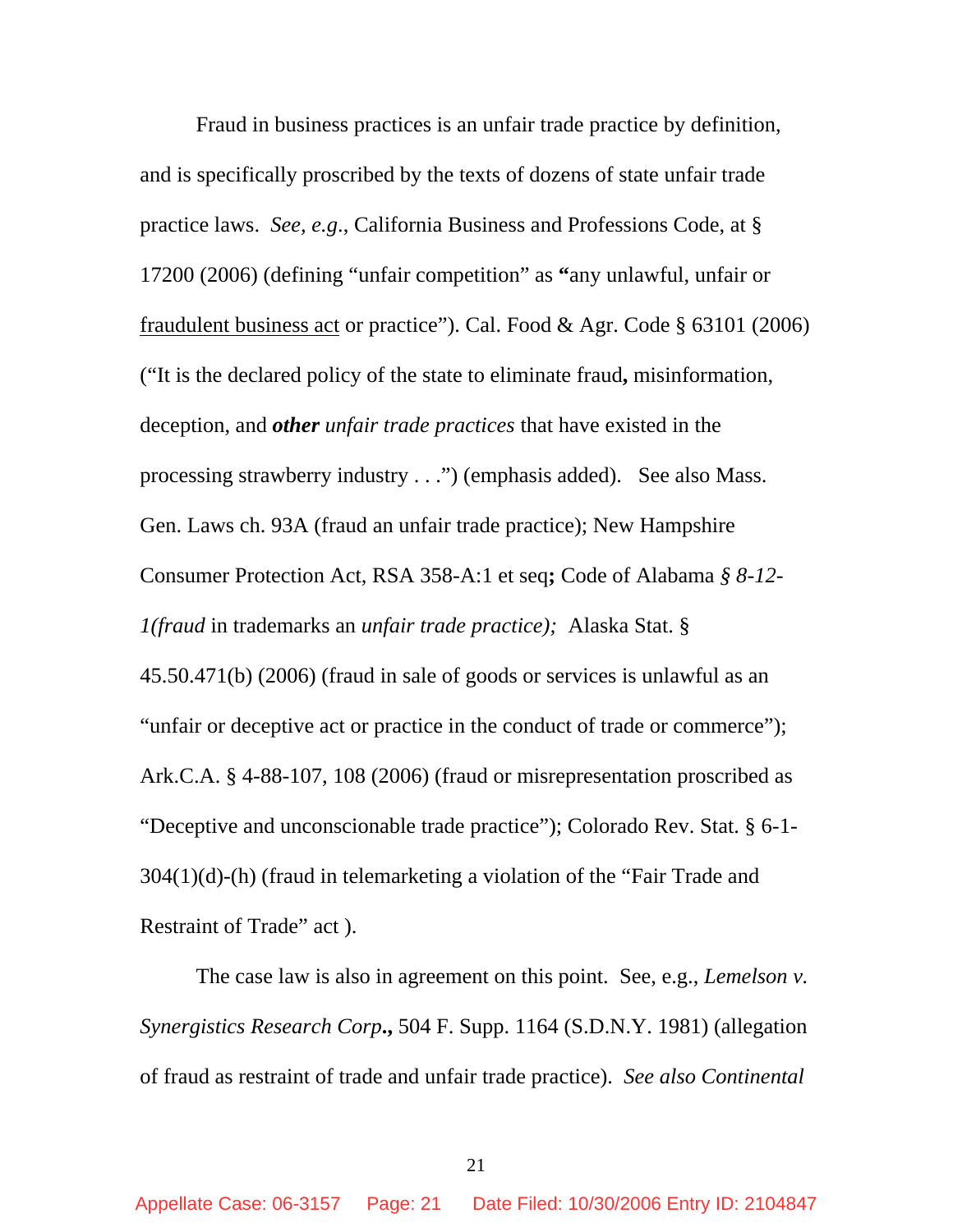Fraud in business practices is an unfair trade practice by definition, and is specifically proscribed by the texts of dozens of state unfair trade practice laws. *See, e.g.*, California Business and Professions Code, at § 17200 (2006) (defining "unfair competition" as **"**any unlawful, unfair or <u>fraudulent business act</u> or practice"). Cal. Food & Agr. Code § 63101 (2006) ("It is the declared policy of the state to eliminate fraud**,** misinformation, deception, and ***other*** *unfair trade practices* that have existed in the processing strawberry industry . . .") (emphasis added). See also Mass. Gen. Laws ch. 93A (fraud an unfair trade practice); New Hampshire Consumer Protection Act, RSA 358-A:1 et seq**;** Code of Alabama *§ 8-12-1(fraud* in trademarks an *unfair trade practice);* Alaska Stat. § 45.50.471(b) (2006) (fraud in sale of goods or services is unlawful as an "unfair or deceptive act or practice in the conduct of trade or commerce"); Ark.C.A. § 4-88-107, 108 (2006) (fraud or misrepresentation proscribed as "Deceptive and unconscionable trade practice"); Colorado Rev. Stat. § 6-1-304(1)(d)-(h) (fraud in telemarketing a violation of the "Fair Trade and Restraint of Trade" act ).

The case law is also in agreement on this point. See, e.g., *Lemelson v. Synergistics Research Corp***.,** 504 F. Supp. 1164 (S.D.N.Y. 1981) (allegation of fraud as restraint of trade and unfair trade practice). *See also Continental*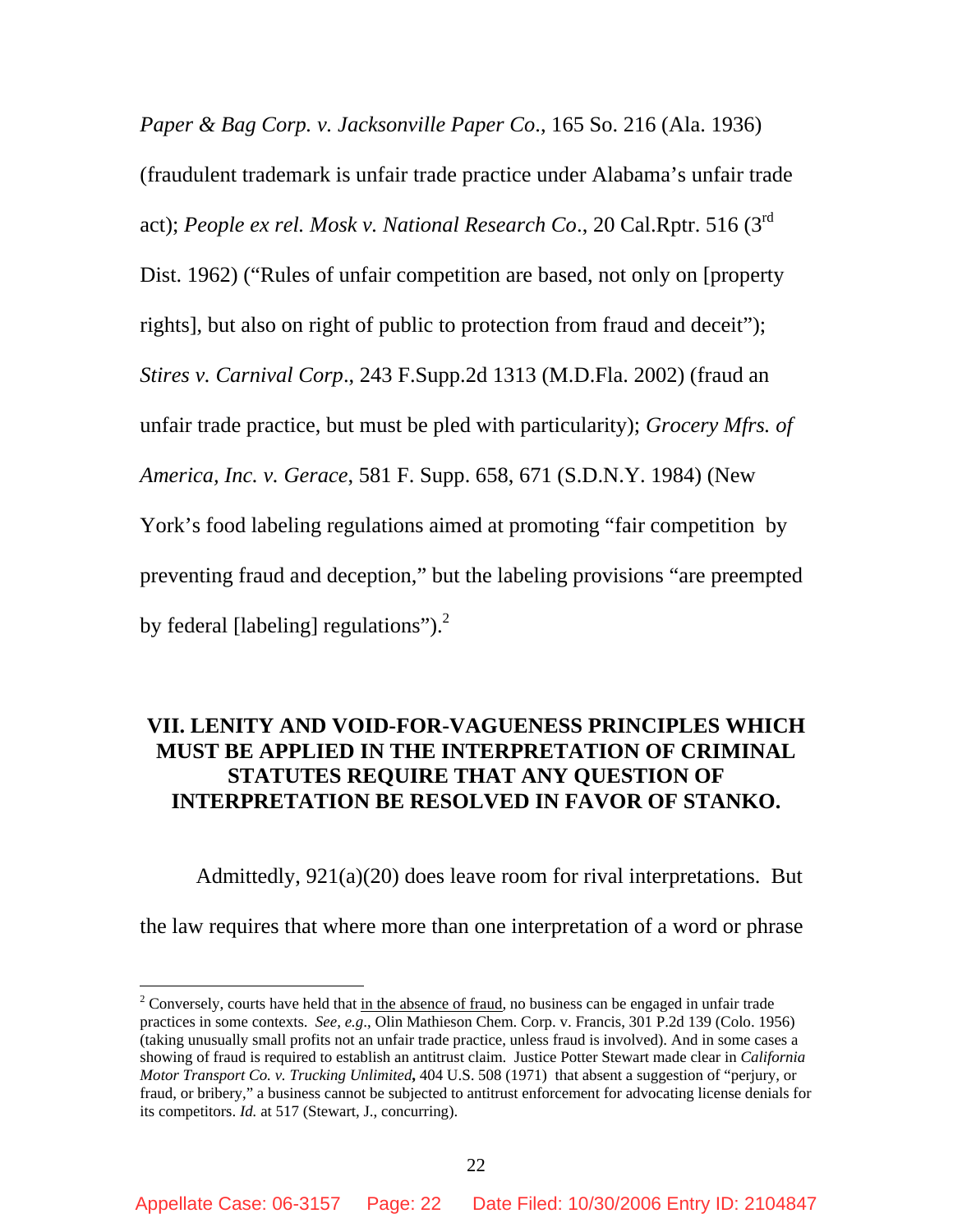*Paper & Bag Corp. v. Jacksonville Paper Co*., 165 So. 216 (Ala. 1936) (fraudulent trademark is unfair trade practice under Alabama's unfair trade act); *People ex rel. Mosk v. National Research Co*., 20 Cal.Rptr. 516 (3rd Dist. 1962) ("Rules of unfair competition are based, not only on [property rights], but also on right of public to protection from fraud and deceit"); *Stires v. Carnival Corp*., 243 F.Supp.2d 1313 (M.D.Fla. 2002) (fraud an unfair trade practice, but must be pled with particularity); *Grocery Mfrs. of America, Inc. v. Gerace*, 581 F. Supp. 658, 671 (S.D.N.Y. 1984) (New York's food labeling regulations aimed at promoting "fair competition by preventing fraud and deception," but the labeling provisions "are preempted by federal [labeling] regulations").[2]

## VII. LENITY AND VOID-FOR-VAGUENESS PRINCIPLES WHICH MUST BE APPLIED IN THE INTERPRETATION OF CRIMINAL STATUTES REQUIRE THAT ANY QUESTION OF INTERPRETATION BE RESOLVED IN FAVOR OF STANKO.

Admittedly, 921(a)(20) does leave room for rival interpretations. But the law requires that where more than one interpretation of a word or phrase

---

[2] Conversely, courts have held that in the absence of fraud, no business can be engaged in unfair trade practices in some contexts. *See, e.g*., Olin Mathieson Chem. Corp. v. Francis, 301 P.2d 139 (Colo. 1956) (taking unusually small profits not an unfair trade practice, unless fraud is involved). And in some cases a showing of fraud is required to establish an antitrust claim. Justice Potter Stewart made clear in *California Motor Transport Co. v. Trucking Unlimited*, 404 U.S. 508 (1971) that absent a suggestion of "perjury, or fraud, or bribery," a business cannot be subjected to antitrust enforcement for advocating license denials for its competitors. *Id.* at 517 (Stewart, J., concurring).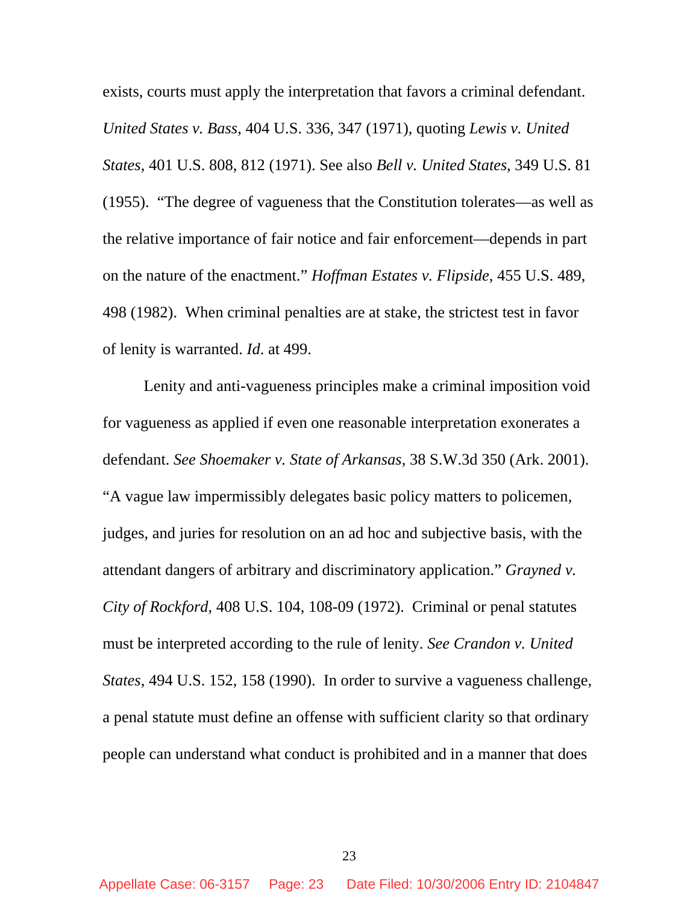exists, courts must apply the interpretation that favors a criminal defendant. *United States v. Bass*, 404 U.S. 336, 347 (1971), quoting *Lewis v. United States*, 401 U.S. 808, 812 (1971). See also *Bell v. United States*, 349 U.S. 81 (1955). "The degree of vagueness that the Constitution tolerates—as well as the relative importance of fair notice and fair enforcement—depends in part on the nature of the enactment." *Hoffman Estates v. Flipside*, 455 U.S. 489, 498 (1982). When criminal penalties are at stake, the strictest test in favor of lenity is warranted. *Id*. at 499.

Lenity and anti-vagueness principles make a criminal imposition void for vagueness as applied if even one reasonable interpretation exonerates a defendant. *See Shoemaker v. State of Arkansas*, 38 S.W.3d 350 (Ark. 2001). "A vague law impermissibly delegates basic policy matters to policemen, judges, and juries for resolution on an ad hoc and subjective basis, with the attendant dangers of arbitrary and discriminatory application." *Grayned v. City of Rockford*, 408 U.S. 104, 108-09 (1972). Criminal or penal statutes must be interpreted according to the rule of lenity. *See Crandon v. United States*, 494 U.S. 152, 158 (1990). In order to survive a vagueness challenge, a penal statute must define an offense with sufficient clarity so that ordinary people can understand what conduct is prohibited and in a manner that does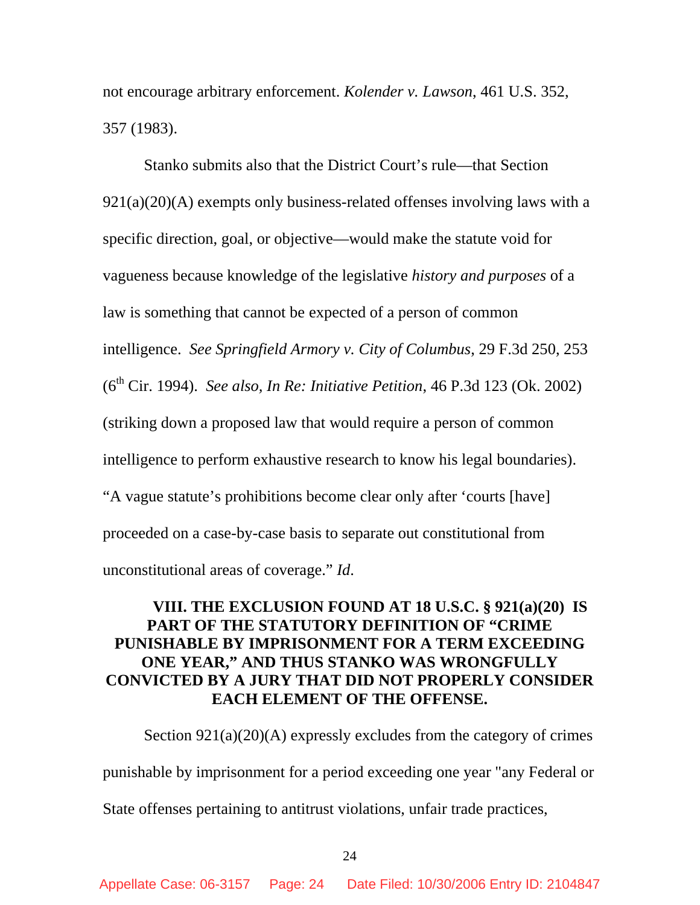not encourage arbitrary enforcement. *Kolender v. Lawson*, 461 U.S. 352, 357 (1983).

Stanko submits also that the District Court's rule—that Section 921(a)(20)(A) exempts only business-related offenses involving laws with a specific direction, goal, or objective—would make the statute void for vagueness because knowledge of the legislative *history and purposes* of a law is something that cannot be expected of a person of common intelligence. *See Springfield Armory v. City of Columbus*, 29 F.3d 250, 253 (6th Cir. 1994). *See also, In Re: Initiative Petition*, 46 P.3d 123 (Ok. 2002) (striking down a proposed law that would require a person of common intelligence to perform exhaustive research to know his legal boundaries). "A vague statute's prohibitions become clear only after 'courts [have] proceeded on a case-by-case basis to separate out constitutional from unconstitutional areas of coverage." *Id*.

## VIII. THE EXCLUSION FOUND AT 18 U.S.C. § 921(a)(20) IS PART OF THE STATUTORY DEFINITION OF "CRIME PUNISHABLE BY IMPRISONMENT FOR A TERM EXCEEDING ONE YEAR," AND THUS STANKO WAS WRONGFULLY CONVICTED BY A JURY THAT DID NOT PROPERLY CONSIDER EACH ELEMENT OF THE OFFENSE.

Section 921(a)(20)(A) expressly excludes from the category of crimes punishable by imprisonment for a period exceeding one year "any Federal or State offenses pertaining to antitrust violations, unfair trade practices,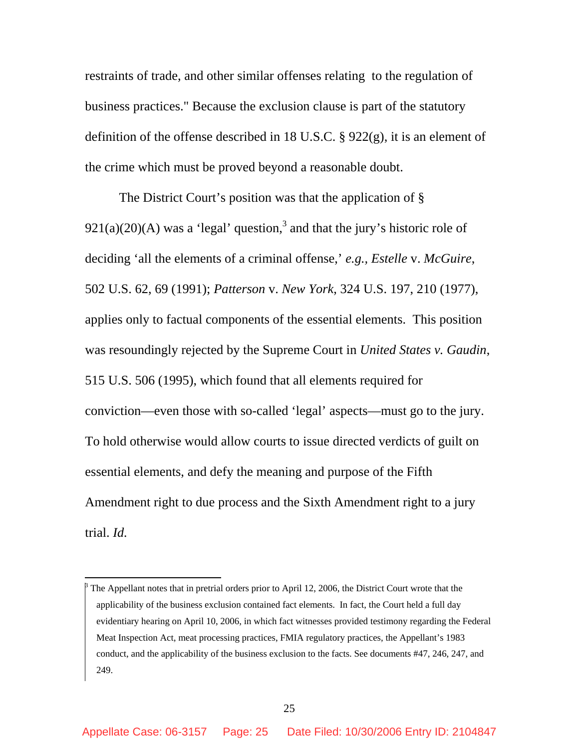restraints of trade, and other similar offenses relating to the regulation of business practices." Because the exclusion clause is part of the statutory definition of the offense described in 18 U.S.C. § 922(g), it is an element of the crime which must be proved beyond a reasonable doubt.

The District Court's position was that the application of § 921(a)(20)(A) was a 'legal' question,[3] and that the jury's historic role of deciding 'all the elements of a criminal offense,' *e.g., Estelle* v. *McGuire*, 502 U.S. 62, 69 (1991); *Patterson* v. *New York*, 324 U.S. 197, 210 (1977), applies only to factual components of the essential elements. This position was resoundingly rejected by the Supreme Court in *United States v. Gaudin*, 515 U.S. 506 (1995), which found that all elements required for conviction—even those with so-called 'legal' aspects—must go to the jury. To hold otherwise would allow courts to issue directed verdicts of guilt on essential elements, and defy the meaning and purpose of the Fifth Amendment right to due process and the Sixth Amendment right to a jury trial. *Id.*

---

[3] The Appellant notes that in pretrial orders prior to April 12, 2006, the District Court wrote that the applicability of the business exclusion contained fact elements. In fact, the Court held a full day evidentiary hearing on April 10, 2006, in which fact witnesses provided testimony regarding the Federal Meat Inspection Act, meat processing practices, FMIA regulatory practices, the Appellant's 1983 conduct, and the applicability of the business exclusion to the facts. See documents #47, 246, 247, and 249.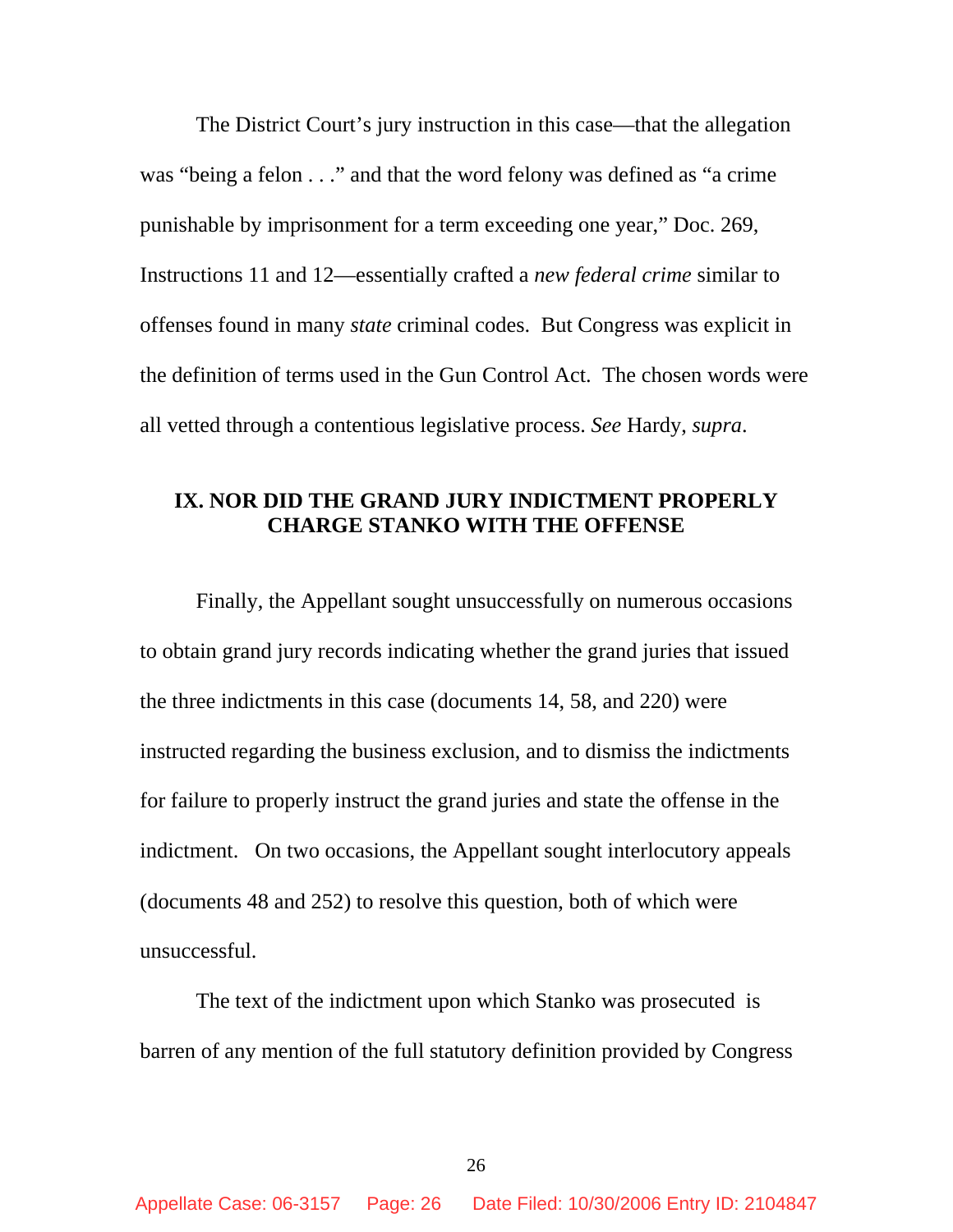The District Court's jury instruction in this case—that the allegation was "being a felon . . ." and that the word felony was defined as "a crime punishable by imprisonment for a term exceeding one year," Doc. 269, Instructions 11 and 12—essentially crafted a *new federal crime* similar to offenses found in many *state* criminal codes. But Congress was explicit in the definition of terms used in the Gun Control Act. The chosen words were all vetted through a contentious legislative process. *See* Hardy, *supra*.

## IX. NOR DID THE GRAND JURY INDICTMENT PROPERLY CHARGE STANKO WITH THE OFFENSE

Finally, the Appellant sought unsuccessfully on numerous occasions to obtain grand jury records indicating whether the grand juries that issued the three indictments in this case (documents 14, 58, and 220) were instructed regarding the business exclusion, and to dismiss the indictments for failure to properly instruct the grand juries and state the offense in the indictment. On two occasions, the Appellant sought interlocutory appeals (documents 48 and 252) to resolve this question, both of which were unsuccessful.

The text of the indictment upon which Stanko was prosecuted is barren of any mention of the full statutory definition provided by Congress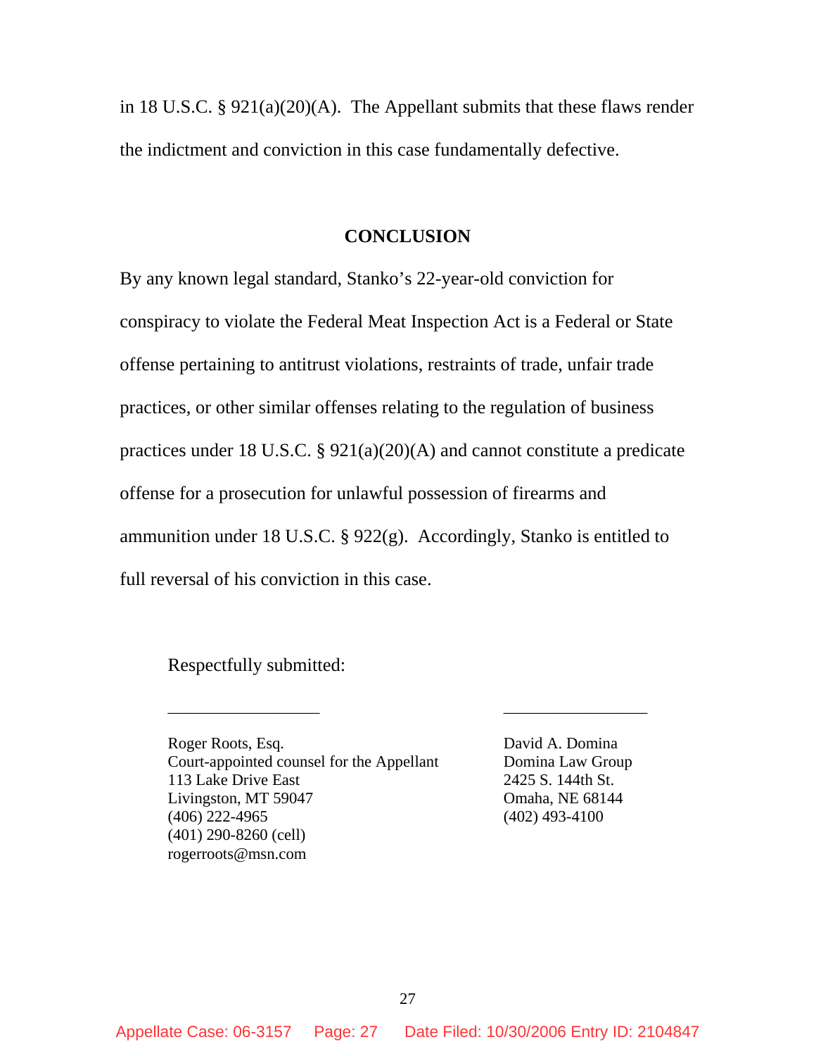in 18 U.S.C. § 921(a)(20)(A). The Appellant submits that these flaws render the indictment and conviction in this case fundamentally defective.

## CONCLUSION

By any known legal standard, Stanko's 22-year-old conviction for conspiracy to violate the Federal Meat Inspection Act is a Federal or State offense pertaining to antitrust violations, restraints of trade, unfair trade practices, or other similar offenses relating to the regulation of business practices under 18 U.S.C. § 921(a)(20)(A) and cannot constitute a predicate offense for a prosecution for unlawful possession of firearms and ammunition under 18 U.S.C. § 922(g). Accordingly, Stanko is entitled to full reversal of his conviction in this case.

Respectfully submitted:

\_\_\_\_\_\_\_\_\_\_\_\_\_\_\_\_\_\_

Roger Roots, Esq.
Court-appointed counsel for the Appellant
113 Lake Drive East
Livingston, MT 59047
(406) 222-4965
(401) 290-8260 (cell)
rogerroots@msn.com

\_\_\_\_\_\_\_\_\_\_\_\_\_\_\_\_\_\_

David A. Domina
Domina Law Group
2425 S. 144th St.
Omaha, NE 68144
(402) 493-4100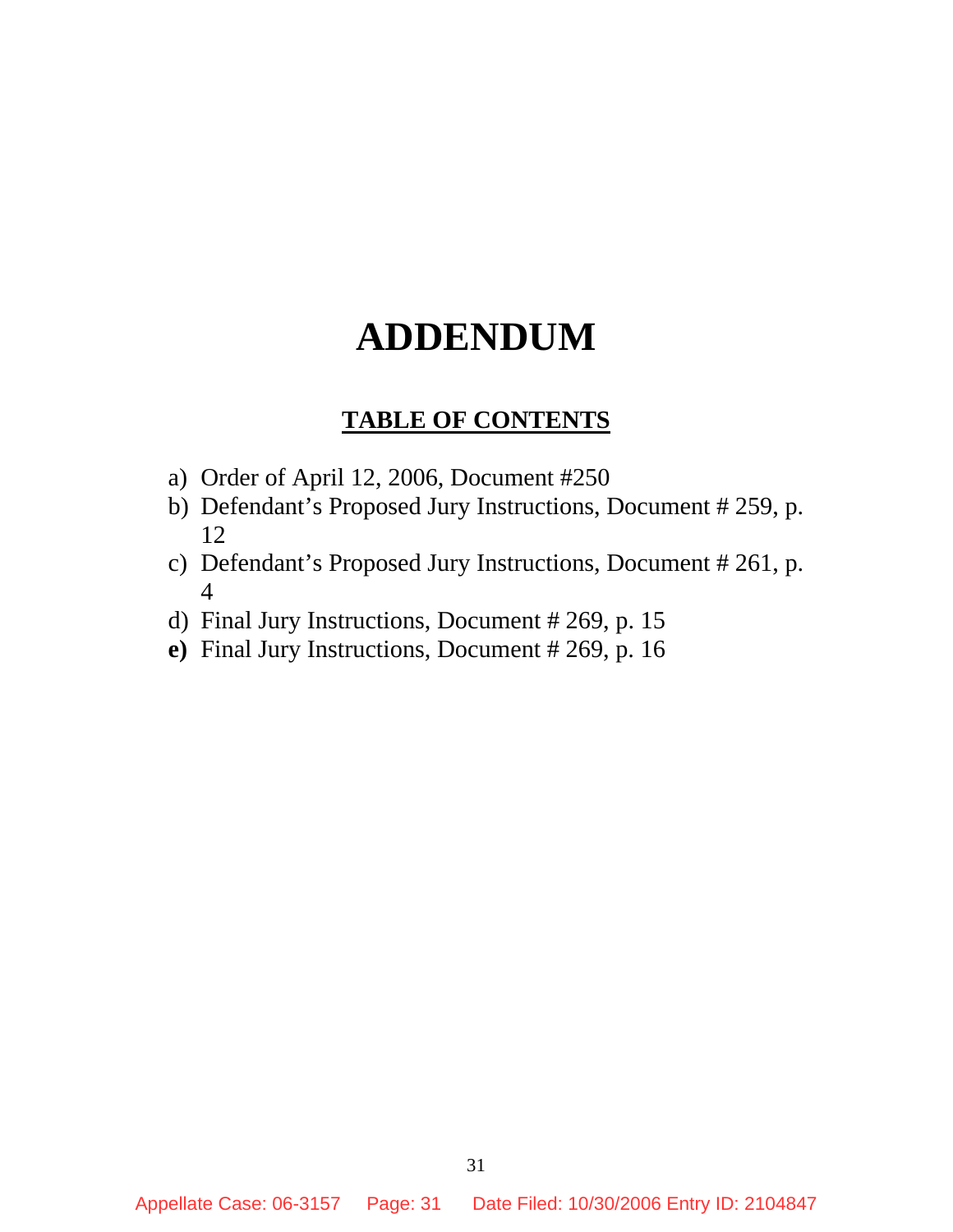# ADDENDUM

## TABLE OF CONTENTS

a) Order of April 12, 2006, Document #250
b) Defendant's Proposed Jury Instructions, Document # 259, p. 12
c) Defendant's Proposed Jury Instructions, Document # 261, p. 4
d) Final Jury Instructions, Document # 269, p. 15
**e)** Final Jury Instructions, Document # 269, p. 16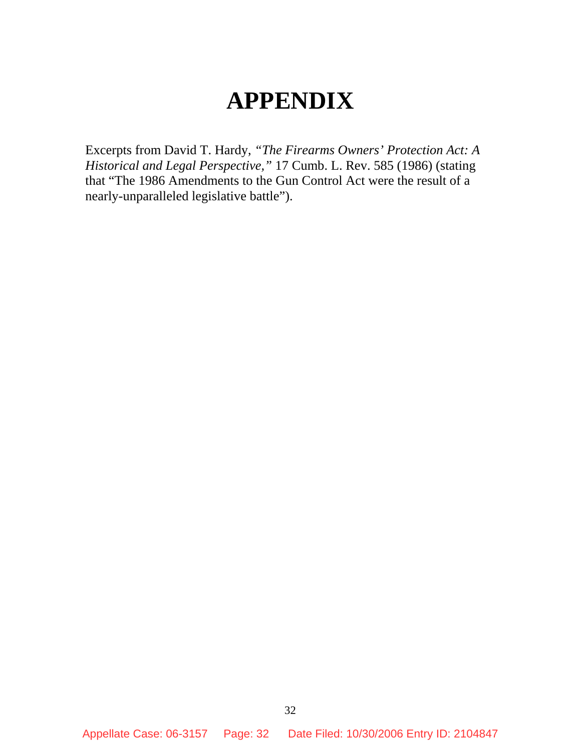# APPENDIX

Excerpts from David T. Hardy, *"The Firearms Owners' Protection Act: A Historical and Legal Perspective,"* 17 Cumb. L. Rev. 585 (1986) (stating that "The 1986 Amendments to the Gun Control Act were the result of a nearly-unparalleled legislative battle").